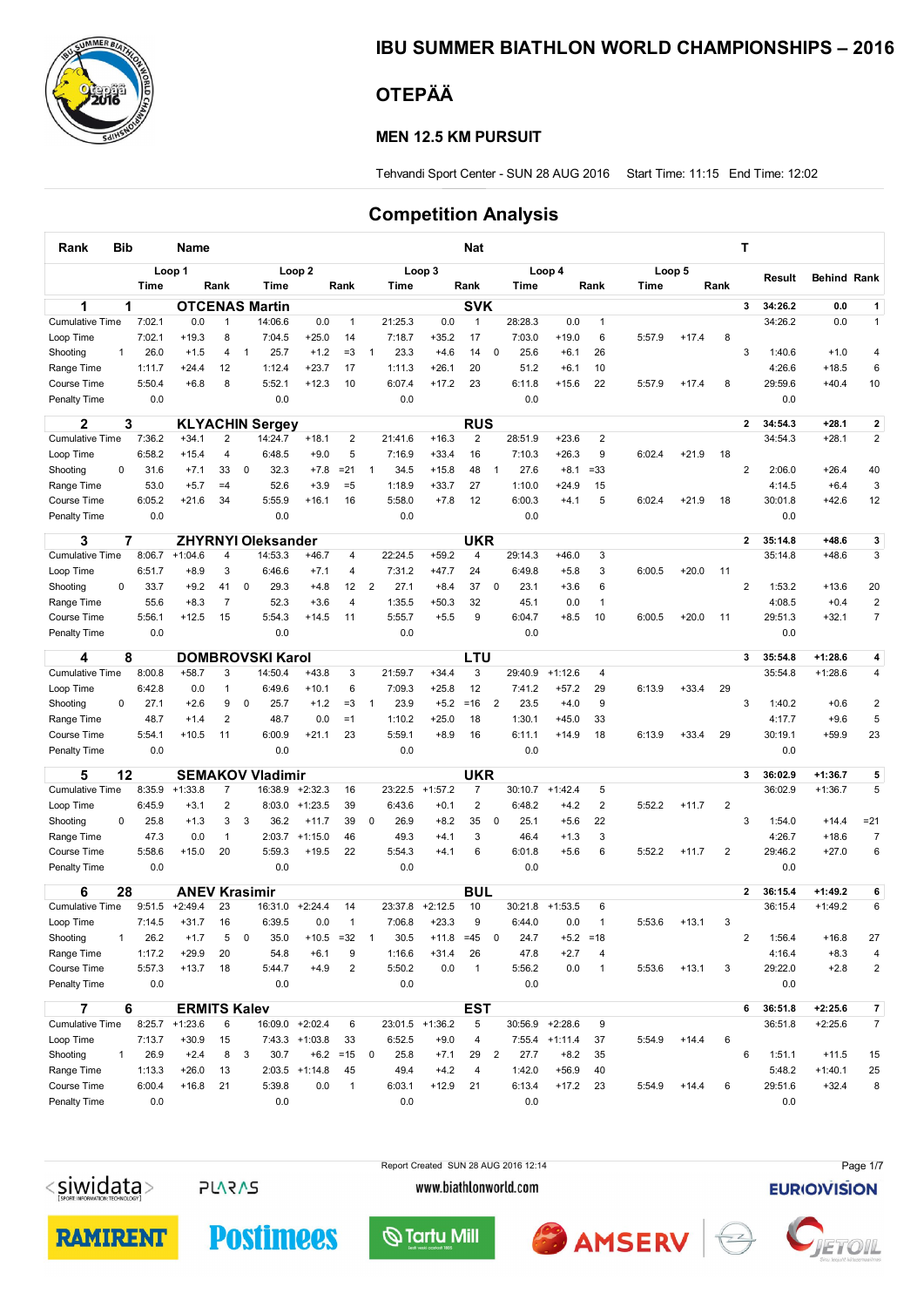# IBU SUMMER BIATHLON WORLD CHAMPIONSHIPS – 2016

## OTEPÄÄ

### MEN 12.5 KM PURSUIT

Tehvandi Sport Center - SUN 28 AUG 2016 Start Time: 11:15 End Time: 12:02

## Competition Analysis

| Rank | Bib | Name | | | | | Nat | | | | | | | | T | Result | Behind | Rank |
|---|---|---|---|---|---|---|---|---|---|---|---|---|---|---|---|---|---|---|
| | | Loop 1 Time | | Rank | Loop 2 Time | | Rank | Loop 3 Time | | Rank | Loop 4 Time | | Rank | Loop 5 Time | | Rank | | | |
| **1** | **1** | **OTCENAS Martin** | | | | | **SVK** | | | | | | | | **3** | **34:26.2** | **0.0** | **1** |
| Cumulative Time | | 7:02.1 | | 1 | 14:06.6 | 0.0 | 1 | 21:25.3 | 0.0 | 1 | 28:28.3 | 0.0 | 1 | | | | 34:26.2 | 0.0 | 1 |
| Loop Time | | 7:02.1 | +19.3 | 8 | 7:04.5 | +25.0 | 14 | 7:18.7 | +35.2 | 17 | 7:03.0 | +19.0 | 6 | 5:57.9 | +17.4 | 8 | | | |
| Shooting | 1 | 26.0 | +1.5 | 4 | 1 25.7 | +1.2 | =3 | 1 23.3 | +4.6 | 14 | 0 25.6 | +6.1 | 26 | | | | 3 1:40.6 | +1.0 | 4 |
| Range Time | | 1:11.7 | +24.4 | 12 | 1:12.4 | +23.7 | 17 | 1:11.3 | +26.1 | 20 | 51.2 | +6.1 | 10 | | | | 4:26.6 | +18.5 | 6 |
| Course Time | | 5:50.4 | +6.8 | 8 | 5:52.1 | +12.3 | 10 | 6:07.4 | +17.2 | 23 | 6:11.8 | +15.6 | 22 | 5:57.9 | +17.4 | 8 | 29:59.6 | +40.4 | 10 |
| Penalty Time | | 0.0 | | | 0.0 | | | 0.0 | | | 0.0 | | | | | | 0.0 | | |
| **2** | **3** | **KLYACHIN Sergey** | | | | | **RUS** | | | | | | | | **2** | **34:54.3** | **+28.1** | **2** |
| Cumulative Time | | 7:36.2 | +34.1 | 2 | 14:24.7 | +18.1 | 2 | 21:41.6 | +16.3 | 2 | 28:51.9 | +23.6 | 2 | | | | 34:54.3 | +28.1 | 2 |
| Loop Time | | 6:58.2 | +15.4 | 4 | 6:48.5 | +9.0 | 5 | 7:16.9 | +33.4 | 16 | 7:10.3 | +26.3 | 9 | 6:02.4 | +21.9 | 18 | | | |
| Shooting | 0 | 31.6 | +7.1 | 33 | 0 32.3 | +7.8 | =21 | 1 34.5 | +15.8 | 48 | 1 27.6 | +8.1 | =33 | | | | 2 2:06.0 | +26.4 | 40 |
| Range Time | | 53.0 | +5.7 | =4 | 52.6 | +3.9 | =5 | 1:18.9 | +33.7 | 27 | 1:10.0 | +24.9 | 15 | | | | 4:14.5 | +6.4 | 3 |
| Course Time | | 6:05.2 | +21.6 | 34 | 5:55.9 | +16.1 | 16 | 5:58.0 | +7.8 | 12 | 6:00.3 | +4.1 | 5 | 6:02.4 | +21.9 | 18 | 30:01.8 | +42.6 | 12 |
| Penalty Time | | 0.0 | | | 0.0 | | | 0.0 | | | 0.0 | | | | | | 0.0 | | |
| **3** | **7** | **ZHYRNYI Oleksander** | | | | | **UKR** | | | | | | | | **2** | **35:14.8** | **+48.6** | **3** |
| Cumulative Time | | 8:06.7 | +1:04.6 | 4 | 14:53.3 | +46.7 | 4 | 22:24.5 | +59.2 | 4 | 29:14.3 | +46.0 | 3 | | | | 35:14.8 | +48.6 | 3 |
| Loop Time | | 6:51.7 | +8.9 | 3 | 6:46.6 | +7.1 | 4 | 7:31.2 | +47.7 | 24 | 6:49.8 | +5.8 | 3 | 6:00.5 | +20.0 | 11 | | | |
| Shooting | 0 | 33.7 | +9.2 | 41 | 0 29.3 | +4.8 | 12 | 2 27.1 | +8.4 | 37 | 0 23.1 | +3.6 | 6 | | | | 2 1:53.2 | +13.6 | 20 |
| Range Time | | 55.6 | +8.3 | 7 | 52.3 | +3.6 | 4 | 1:35.5 | +50.3 | 32 | 45.1 | 0.0 | 1 | | | | 4:08.5 | +0.4 | 2 |
| Course Time | | 5:56.1 | +12.5 | 15 | 5:54.3 | +14.5 | 11 | 5:55.7 | +5.5 | 9 | 6:04.7 | +8.5 | 10 | 6:00.5 | +20.0 | 11 | 29:51.3 | +32.1 | 7 |
| Penalty Time | | 0.0 | | | 0.0 | | | 0.0 | | | 0.0 | | | | | | 0.0 | | |
| **4** | **8** | **DOMBROVSKI Karol** | | | | | **LTU** | | | | | | | | **3** | **35:54.8** | **+1:28.6** | **4** |
| Cumulative Time | | 8:00.8 | +58.7 | 3 | 14:50.4 | +43.8 | 3 | 21:59.7 | +34.4 | 3 | 29:40.9 | +1:12.6 | 4 | | | | 35:54.8 | +1:28.6 | 4 |
| Loop Time | | 6:42.8 | 0.0 | 1 | 6:49.6 | +10.1 | 6 | 7:09.3 | +25.8 | 12 | 7:41.2 | +57.2 | 29 | 6:13.9 | +33.4 | 29 | | | |
| Shooting | 0 | 27.1 | +2.6 | 9 | 0 25.7 | +1.2 | =3 | 1 23.9 | +5.2 | =16 | 2 23.5 | +4.0 | 9 | | | | 3 1:40.2 | +0.6 | 2 |
| Range Time | | 48.7 | +1.4 | 2 | 48.7 | 0.0 | =1 | 1:10.2 | +25.0 | 18 | 1:30.1 | +45.0 | 33 | | | | 4:17.7 | +9.6 | 5 |
| Course Time | | 5:54.1 | +10.5 | 11 | 6:00.9 | +21.1 | 23 | 5:59.1 | +8.9 | 16 | 6:11.1 | +14.9 | 18 | 6:13.9 | +33.4 | 29 | 30:19.1 | +59.9 | 23 |
| Penalty Time | | 0.0 | | | 0.0 | | | 0.0 | | | 0.0 | | | | | | 0.0 | | |
| **5** | **12** | **SEMAKOV Vladimir** | | | | | **UKR** | | | | | | | | **3** | **36:02.9** | **+1:36.7** | **5** |
| Cumulative Time | | 8:35.9 | +1:33.8 | 7 | 16:38.9 | +2:32.3 | 16 | 23:22.5 | +1:57.2 | 7 | 30:10.7 | +1:42.4 | 5 | | | | 36:02.9 | +1:36.7 | 5 |
| Loop Time | | 6:45.9 | +3.1 | 2 | 8:03.0 | +1:23.5 | 39 | 6:43.6 | +0.1 | 2 | 6:48.2 | +4.2 | 2 | 5:52.2 | +11.7 | 2 | | | |
| Shooting | 0 | 25.8 | +1.3 | 3 | 3 36.2 | +11.7 | 39 | 0 26.9 | +8.2 | 35 | 0 25.1 | +5.6 | 22 | | | | 3 1:54.0 | +14.4 | =21 |
| Range Time | | 47.3 | 0.0 | 1 | 2:03.7 | +1:15.0 | 46 | 49.3 | +4.1 | 3 | 46.4 | +1.3 | 3 | | | | 4:26.7 | +18.6 | 7 |
| Course Time | | 5:58.6 | +15.0 | 20 | 5:59.3 | +19.5 | 22 | 5:54.3 | +4.1 | 6 | 6:01.8 | +5.6 | 6 | 5:52.2 | +11.7 | 2 | 29:46.2 | +27.0 | 6 |
| Penalty Time | | 0.0 | | | 0.0 | | | 0.0 | | | 0.0 | | | | | | 0.0 | | |
| **6** | **28** | **ANEV Krasimir** | | | | | **BUL** | | | | | | | | **2** | **36:15.4** | **+1:49.2** | **6** |
| Cumulative Time | | 9:51.5 | +2:49.4 | 23 | 16:31.0 | +2:24.4 | 14 | 23:37.8 | +2:12.5 | 10 | 30:21.8 | +1:53.5 | 6 | | | | 36:15.4 | +1:49.2 | 6 |
| Loop Time | | 7:14.5 | +31.7 | 16 | 6:39.5 | 0.0 | 1 | 7:06.8 | +23.3 | 9 | 6:44.0 | 0.0 | 1 | 5:53.6 | +13.1 | 3 | | | |
| Shooting | 1 | 26.2 | +1.7 | 5 | 0 35.0 | +10.5 | =32 | 1 30.5 | +11.8 | =45 | 0 24.7 | +5.2 | =18 | | | | 2 1:56.4 | +16.8 | 27 |
| Range Time | | 1:17.2 | +29.9 | 20 | 54.8 | +6.1 | 9 | 1:16.6 | +31.4 | 26 | 47.8 | +2.7 | 4 | | | | 4:16.4 | +8.3 | 4 |
| Course Time | | 5:57.3 | +13.7 | 18 | 5:44.7 | +4.9 | 2 | 5:50.2 | 0.0 | 1 | 5:56.2 | 0.0 | 1 | 5:53.6 | +13.1 | 3 | 29:22.0 | +2.8 | 2 |
| Penalty Time | | 0.0 | | | 0.0 | | | 0.0 | | | 0.0 | | | | | | 0.0 | | |
| **7** | **6** | **ERMITS Kalev** | | | | | **EST** | | | | | | | | **6** | **36:51.8** | **+2:25.6** | **7** |
| Cumulative Time | | 8:25.7 | +1:23.6 | 6 | 16:09.0 | +2:02.4 | 6 | 23:01.5 | +1:36.2 | 5 | 30:56.9 | +2:28.6 | 9 | | | | 36:51.8 | +2:25.6 | 7 |
| Loop Time | | 7:13.7 | +30.9 | 15 | 7:43.3 | +1:03.8 | 33 | 6:52.5 | +9.0 | 4 | 7:55.4 | +1:11.4 | 37 | 5:54.9 | +14.4 | 6 | | | |
| Shooting | 1 | 26.9 | +2.4 | 8 | 3 30.7 | +6.2 | =15 | 0 25.8 | +7.1 | 29 | 2 27.7 | +8.2 | 35 | | | | 6 1:51.1 | +11.5 | 15 |
| Range Time | | 1:13.3 | +26.0 | 13 | 2:03.5 | +1:14.8 | 45 | 49.4 | +4.2 | 4 | 1:42.0 | +56.9 | 40 | | | | 5:48.2 | +1:40.1 | 25 |
| Course Time | | 6:00.4 | +16.8 | 21 | 5:39.8 | 0.0 | 1 | 6:03.1 | +12.9 | 21 | 6:13.4 | +17.2 | 23 | 5:54.9 | +14.4 | 6 | 29:51.6 | +32.4 | 8 |
| Penalty Time | | 0.0 | | | 0.0 | | | 0.0 | | | 0.0 | | | | | | 0.0 | | |

Report Created SUN 28 AUG 2016 12:14

www.biathlonworld.com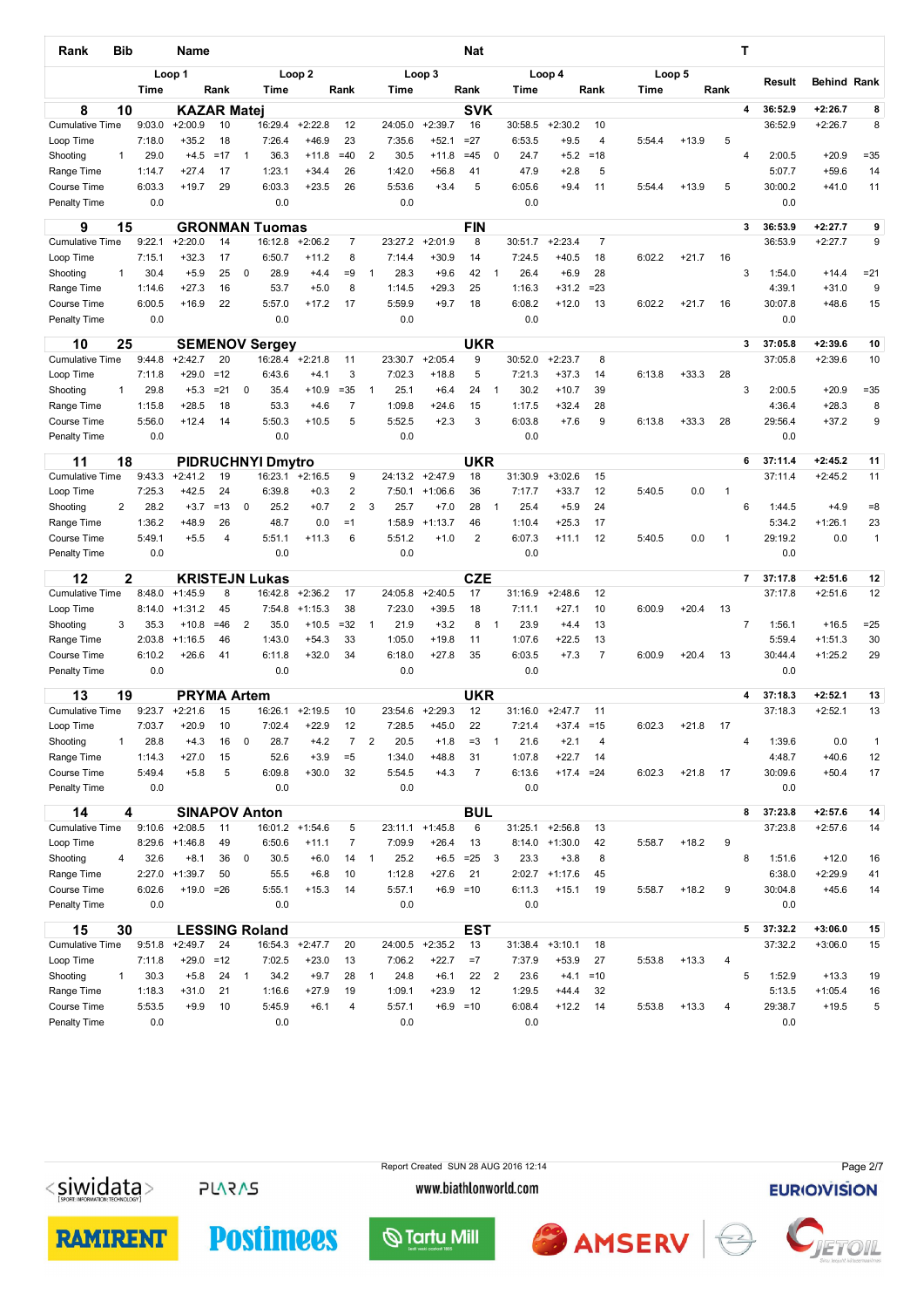| Rank | Bib | Name | | | | | | | | | | Nat | | | | | | | | | T | Result | Behind | Rank |
|---|---|---|---|---|---|---|---|---|---|---|---|---|---|---|---|---|---|---|---|---|---|---|---|---|
| | | Loop 1 | | | Loop 2 | | | Loop 3 | | | | Loop 4 | | | | Loop 5 | | | | | | | | |
| | | Time | | Rank | Time | | Rank | Time | | Rank | | Time | | Rank | | Time | | Rank | | | | | | |
| **8** | **10** | **KAZAR Matej** | | | | | | | | | | **SVK** | | | | | | | | | **4** | **36:52.9** | **+2:26.7** | **8** |
| Cumulative Time | | 9:03.0 | +2:00.9 | 10 | 16:29.4 | +2:22.8 | 12 | 24:05.0 | +2:39.7 | 16 | | 30:58.5 | +2:30.2 | 10 | | | | | | | | 36:52.9 | +2:26.7 | 8 |
| Loop Time | | 7:18.0 | +35.2 | 18 | 7:26.4 | +46.9 | 23 | 7:35.6 | +52.1 | =27 | | 6:53.5 | +9.5 | 4 | | 5:54.4 | +13.9 | 5 | | | | | | |
| Shooting | 1 | 29.0 | +4.5 | =17 | 1 | 36.3 | +11.8 | =40 | 2 | 30.5 | +11.8 | =45 | 0 | 24.7 | +5.2 | =18 | | | | | 4 | 2:00.5 | +20.9 | =35 |
| Range Time | | 1:14.7 | +27.4 | 17 | 1:23.1 | +34.4 | 26 | 1:42.0 | +56.8 | 41 | | 47.9 | +2.8 | 5 | | | | | | | | 5:07.7 | +59.6 | 14 |
| Course Time | | 6:03.3 | +19.7 | 29 | 6:03.3 | +23.5 | 26 | 5:53.6 | +3.4 | 5 | | 6:05.6 | +9.4 | 11 | | 5:54.4 | +13.9 | 5 | | | | 30:00.2 | +41.0 | 11 |
| Penalty Time | | 0.0 | | | 0.0 | | | 0.0 | | | | 0.0 | | | | | | | | | | 0.0 | | |
| **9** | **15** | **GRONMAN Tuomas** | | | | | | | | | | **FIN** | | | | | | | | | **3** | **36:53.9** | **+2:27.7** | **9** |
| Cumulative Time | | 9:22.1 | +2:20.0 | 14 | 16:12.8 | +2:06.2 | 7 | 23:27.2 | +2:01.9 | 8 | | 30:51.7 | +2:23.4 | 7 | | | | | | | | 36:53.9 | +2:27.7 | 9 |
| Loop Time | | 7:15.1 | +32.3 | 17 | 6:50.7 | +11.2 | 8 | 7:14.4 | +30.9 | 14 | | 7:24.5 | +40.5 | 18 | | 6:02.2 | +21.7 | 16 | | | | | | |
| Shooting | 1 | 30.4 | +5.9 | 25 | 0 | 28.9 | +4.4 | =9 | 1 | 28.3 | +9.6 | 42 | 1 | 26.4 | +6.9 | 28 | | | | | 3 | 1:54.0 | +14.4 | =21 |
| Range Time | | 1:14.6 | +27.3 | 16 | 53.7 | +5.0 | 8 | 1:14.5 | +29.3 | 25 | | 1:16.3 | +31.2 | =23 | | | | | | | | 4:39.1 | +31.0 | 9 |
| Course Time | | 6:00.5 | +16.9 | 22 | 5:57.0 | +17.2 | 17 | 5:59.9 | +9.7 | 18 | | 6:08.2 | +12.0 | 13 | | 6:02.2 | +21.7 | 16 | | | | 30:07.8 | +48.6 | 15 |
| Penalty Time | | 0.0 | | | 0.0 | | | 0.0 | | | | 0.0 | | | | | | | | | | 0.0 | | |
| **10** | **25** | **SEMENOV Sergey** | | | | | | | | | | **UKR** | | | | | | | | | **3** | **37:05.8** | **+2:39.6** | **10** |
| Cumulative Time | | 9:44.8 | +2:42.7 | 20 | 16:28.4 | +2:21.8 | 11 | 23:30.7 | +2:05.4 | 9 | | 30:52.0 | +2:23.7 | 8 | | | | | | | | 37:05.8 | +2:39.6 | 10 |
| Loop Time | | 7:11.8 | +29.0 | =12 | 6:43.6 | +4.1 | 3 | 7:02.3 | +18.8 | 5 | | 7:21.3 | +37.3 | 14 | | 6:13.8 | +33.3 | 28 | | | | | | |
| Shooting | 1 | 29.8 | +5.3 | =21 | 0 | 35.4 | +10.9 | =35 | 1 | 25.1 | +6.4 | 24 | 1 | 30.2 | +10.7 | 39 | | | | | 3 | 2:00.5 | +20.9 | =35 |
| Range Time | | 1:15.8 | +28.5 | 18 | 53.3 | +4.6 | 7 | 1:09.8 | +24.6 | 15 | | 1:17.5 | +32.4 | 28 | | | | | | | | 4:36.4 | +28.3 | 8 |
| Course Time | | 5:56.0 | +12.4 | 14 | 5:50.3 | +10.5 | 5 | 5:52.5 | +2.3 | 3 | | 6:03.8 | +7.6 | 9 | | 6:13.8 | +33.3 | 28 | | | | 29:56.4 | +37.2 | 9 |
| Penalty Time | | 0.0 | | | 0.0 | | | 0.0 | | | | 0.0 | | | | | | | | | | 0.0 | | |
| **11** | **18** | **PIDRUCHNYI Dmytro** | | | | | | | | | | **UKR** | | | | | | | | | **6** | **37:11.4** | **+2:45.2** | **11** |
| Cumulative Time | | 9:43.3 | +2:41.2 | 19 | 16:23.1 | +2:16.5 | 9 | 24:13.2 | +2:47.9 | 18 | | 31:30.9 | +3:02.6 | 15 | | | | | | | | 37:11.4 | +2:45.2 | 11 |
| Loop Time | | 7:25.3 | +42.5 | 24 | 6:39.8 | +0.3 | 2 | 7:50.1 | +1:06.6 | 36 | | 7:17.7 | +33.7 | 12 | | 5:40.5 | 0.0 | 1 | | | | | | |
| Shooting | 2 | 28.2 | +3.7 | =13 | 0 | 25.2 | +0.7 | 2 | 3 | 25.7 | +7.0 | 28 | 1 | 25.4 | +5.9 | 24 | | | | | 6 | 1:44.5 | +4.9 | =8 |
| Range Time | | 1:36.2 | +48.9 | 26 | 48.7 | 0.0 | =1 | 1:58.9 | +1:13.7 | 46 | | 1:10.4 | +25.3 | 17 | | | | | | | | 5:34.2 | +1:26.1 | 23 |
| Course Time | | 5:49.1 | +5.5 | 4 | 5:51.1 | +11.3 | 6 | 5:51.2 | +1.0 | 2 | | 6:07.3 | +11.1 | 12 | | 5:40.5 | 0.0 | 1 | | | | 29:19.2 | 0.0 | 1 |
| Penalty Time | | 0.0 | | | 0.0 | | | 0.0 | | | | 0.0 | | | | | | | | | | 0.0 | | |
| **12** | **2** | **KRISTEJN Lukas** | | | | | | | | | | **CZE** | | | | | | | | | **7** | **37:17.8** | **+2:51.6** | **12** |
| Cumulative Time | | 8:48.0 | +1:45.9 | 8 | 16:42.8 | +2:36.2 | 17 | 24:05.8 | +2:40.5 | 17 | | 31:16.9 | +2:48.6 | 12 | | | | | | | | 37:17.8 | +2:51.6 | 12 |
| Loop Time | | 8:14.0 | +1:31.2 | 45 | 7:54.8 | +1:15.3 | 38 | 7:23.0 | +39.5 | 18 | | 7:11.1 | +27.1 | 10 | | 6:00.9 | +20.4 | 13 | | | | | | |
| Shooting | 3 | 35.3 | +10.8 | =46 | 2 | 35.0 | +10.5 | =32 | 1 | 21.9 | +3.2 | 8 | 1 | 23.9 | +4.4 | 13 | | | | | 7 | 1:56.1 | +16.5 | =25 |
| Range Time | | 2:03.8 | +1:16.5 | 46 | 1:43.0 | +54.3 | 33 | 1:05.0 | +19.8 | 11 | | 1:07.6 | +22.5 | 13 | | | | | | | | 5:59.4 | +1:51.3 | 30 |
| Course Time | | 6:10.2 | +26.6 | 41 | 6:11.8 | +32.0 | 34 | 6:18.0 | +27.8 | 35 | | 6:03.5 | +7.3 | 7 | | 6:00.9 | +20.4 | 13 | | | | 30:44.4 | +1:25.2 | 29 |
| Penalty Time | | 0.0 | | | 0.0 | | | 0.0 | | | | 0.0 | | | | | | | | | | 0.0 | | |
| **13** | **19** | **PRYMA Artem** | | | | | | | | | | **UKR** | | | | | | | | | **4** | **37:18.3** | **+2:52.1** | **13** |
| Cumulative Time | | 9:23.7 | +2:21.6 | 15 | 16:26.1 | +2:19.5 | 10 | 23:54.6 | +2:29.3 | 12 | | 31:16.0 | +2:47.7 | 11 | | | | | | | | 37:18.3 | +2:52.1 | 13 |
| Loop Time | | 7:03.7 | +20.9 | 10 | 7:02.4 | +22.9 | 12 | 7:28.5 | +45.0 | 22 | | 7:21.4 | +37.4 | =15 | | 6:02.3 | +21.8 | 17 | | | | | | |
| Shooting | 1 | 28.8 | +4.3 | 16 | 0 | 28.7 | +4.2 | 7 | 2 | 20.5 | +1.8 | =3 | 1 | 21.6 | +2.1 | 4 | | | | | 4 | 1:39.6 | 0.0 | 1 |
| Range Time | | 1:14.3 | +27.0 | 15 | 52.6 | +3.9 | =5 | 1:34.0 | +48.8 | 31 | | 1:07.8 | +22.7 | 14 | | | | | | | | 4:48.7 | +40.6 | 12 |
| Course Time | | 5:49.4 | +5.8 | 5 | 6:09.8 | +30.0 | 32 | 5:54.5 | +4.3 | 7 | | 6:13.6 | +17.4 | =24 | | 6:02.3 | +21.8 | 17 | | | | 30:09.6 | +50.4 | 17 |
| Penalty Time | | 0.0 | | | 0.0 | | | 0.0 | | | | 0.0 | | | | | | | | | | 0.0 | | |
| **14** | **4** | **SINAPOV Anton** | | | | | | | | | | **BUL** | | | | | | | | | **8** | **37:23.8** | **+2:57.6** | **14** |
| Cumulative Time | | 9:10.6 | +2:08.5 | 11 | 16:01.2 | +1:54.6 | 5 | 23:11.1 | +1:45.8 | 6 | | 31:25.1 | +2:56.8 | 13 | | | | | | | | 37:23.8 | +2:57.6 | 14 |
| Loop Time | | 8:29.6 | +1:46.8 | 49 | 6:50.6 | +11.1 | 7 | 7:09.9 | +26.4 | 13 | | 8:14.0 | +1:30.0 | 42 | | 5:58.7 | +18.2 | 9 | | | | | | |
| Shooting | 4 | 32.6 | +8.1 | 36 | 0 | 30.5 | +6.0 | 14 | 1 | 25.2 | +6.5 | =25 | 3 | 23.3 | +3.8 | 8 | | | | | 8 | 1:51.6 | +12.0 | 16 |
| Range Time | | 2:27.0 | +1:39.7 | 50 | 55.5 | +6.8 | 10 | 1:12.8 | +27.6 | 21 | | 2:02.7 | +1:17.6 | 45 | | | | | | | | 6:38.0 | +2:29.9 | 41 |
| Course Time | | 6:02.6 | +19.0 | =26 | 5:55.1 | +15.3 | 14 | 5:57.1 | +6.9 | =10 | | 6:11.3 | +15.1 | 19 | | 5:58.7 | +18.2 | 9 | | | | 30:04.8 | +45.6 | 14 |
| Penalty Time | | 0.0 | | | 0.0 | | | 0.0 | | | | 0.0 | | | | | | | | | | 0.0 | | |
| **15** | **30** | **LESSING Roland** | | | | | | | | | | **EST** | | | | | | | | | **5** | **37:32.2** | **+3:06.0** | **15** |
| Cumulative Time | | 9:51.8 | +2:49.7 | 24 | 16:54.3 | +2:47.7 | 20 | 24:00.5 | +2:35.2 | 13 | | 31:38.4 | +3:10.1 | 18 | | | | | | | | 37:32.2 | +3:06.0 | 15 |
| Loop Time | | 7:11.8 | +29.0 | =12 | 7:02.5 | +23.0 | 13 | 7:06.2 | +22.7 | =7 | | 7:37.9 | +53.9 | 27 | | 5:53.8 | +13.3 | 4 | | | | | | |
| Shooting | 1 | 30.3 | +5.8 | 24 | 1 | 34.2 | +9.7 | 28 | 1 | 24.8 | +6.1 | 22 | 2 | 23.6 | +4.1 | =10 | | | | | 5 | 1:52.9 | +13.3 | 19 |
| Range Time | | 1:18.3 | +31.0 | 21 | 1:16.6 | +27.9 | 19 | 1:09.1 | +23.9 | 12 | | 1:29.5 | +44.4 | 32 | | | | | | | | 5:13.5 | +1:05.4 | 16 |
| Course Time | | 5:53.5 | +9.9 | 10 | 5:45.9 | +6.1 | 4 | 5:57.1 | +6.9 | =10 | | 6:08.4 | +12.2 | 14 | | 5:53.8 | +13.3 | 4 | | | | 29:38.7 | +19.5 | 5 |
| Penalty Time | | 0.0 | | | 0.0 | | | 0.0 | | | | 0.0 | | | | | | | | | | 0.0 | | |

Report Created SUN 28 AUG 2016 12:14

www.biathlonworld.com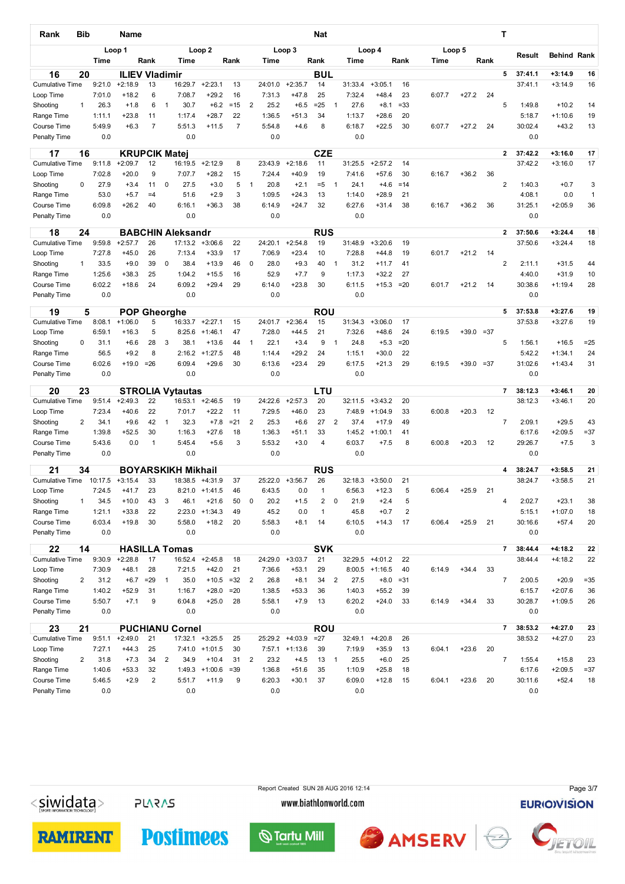| Rank | Bib | Name | | | | | | | | | | | Nat | | | | | | | | | T | | | |
|---|---|---|---|---|---|---|---|---|---|---|---|---|---|---|---|---|---|---|---|---|---|---|---|---|---|
| | | Loop 1 | | | | Loop 2 | | | | Loop 3 | | | | Loop 4 | | | | Loop 5 | | | | | Result | Behind | Rank |
| | | Time | | Rank | | Time | | Rank | | Time | | Rank | | Time | | Rank | | Time | | Rank | | | | | |
| **16** | **20** | **ILIEV Vladimir** | | | | | | | | | | | **BUL** | | | | | | | | | **5** | **37:41.1** | **+3:14.9** | **16** |
| Cumulative Time | | 9:21.0 | +2:18.9 | 13 | | 16:29.7 | +2:23.1 | 13 | | 24:01.0 | +2:35.7 | 14 | | 31:33.4 | +3:05.1 | 16 | | | | | | | 37:41.1 | +3:14.9 | 16 |
| Loop Time | | 7:01.0 | +18.2 | 6 | | 7:08.7 | +29.2 | 16 | | 7:31.3 | +47.8 | 25 | | 7:32.4 | +48.4 | 23 | | 6:07.7 | +27.2 | 24 | | | | | |
| Shooting | 1 | 26.3 | +1.8 | 6 | 1 | 30.7 | +6.2 | =15 | 2 | 25.2 | +6.5 | =25 | 1 | 27.6 | +8.1 | =33 | | | | | | 5 | 1:49.8 | +10.2 | 14 |
| Range Time | | 1:11.1 | +23.8 | 11 | | 1:17.4 | +28.7 | 22 | | 1:36.5 | +51.3 | 34 | | 1:13.7 | +28.6 | 20 | | | | | | | 5:18.7 | +1:10.6 | 19 |
| Course Time | | 5:49.9 | +6.3 | 7 | | 5:51.3 | +11.5 | 7 | | 5:54.8 | +4.6 | 8 | | 6:18.7 | +22.5 | 30 | | 6:07.7 | +27.2 | 24 | | | 30:02.4 | +43.2 | 13 |
| Penalty Time | | 0.0 | | | | 0.0 | | | | 0.0 | | | | 0.0 | | | | | | | | | 0.0 | | |
| **17** | **16** | **KRUPCIK Matej** | | | | | | | | | | | **CZE** | | | | | | | | | **2** | **37:42.2** | **+3:16.0** | **17** |
| Cumulative Time | | 9:11.8 | +2:09.7 | 12 | | 16:19.5 | +2:12.9 | 8 | | 23:43.9 | +2:18.6 | 11 | | 31:25.5 | +2:57.2 | 14 | | | | | | | 37:42.2 | +3:16.0 | 17 |
| Loop Time | | 7:02.8 | +20.0 | 9 | | 7:07.7 | +28.2 | 15 | | 7:24.4 | +40.9 | 19 | | 7:41.6 | +57.6 | 30 | | 6:16.7 | +36.2 | 36 | | | | | |
| Shooting | 0 | 27.9 | +3.4 | 11 | 0 | 27.5 | +3.0 | 5 | 1 | 20.8 | +2.1 | =5 | 1 | 24.1 | +4.6 | =14 | | | | | | 2 | 1:40.3 | +0.7 | 3 |
| Range Time | | 53.0 | +5.7 | =4 | | 51.6 | +2.9 | 3 | | 1:09.5 | +24.3 | 13 | | 1:14.0 | +28.9 | 21 | | | | | | | 4:08.1 | 0.0 | 1 |
| Course Time | | 6:09.8 | +26.2 | 40 | | 6:16.1 | +36.3 | 38 | | 6:14.9 | +24.7 | 32 | | 6:27.6 | +31.4 | 38 | | 6:16.7 | +36.2 | 36 | | | 31:25.1 | +2:05.9 | 36 |
| Penalty Time | | 0.0 | | | | 0.0 | | | | 0.0 | | | | 0.0 | | | | | | | | | 0.0 | | |
| **18** | **24** | **BABCHIN Aleksandr** | | | | | | | | | | | **RUS** | | | | | | | | | **2** | **37:50.6** | **+3:24.4** | **18** |
| Cumulative Time | | 9:59.8 | +2:57.7 | 26 | | 17:13.2 | +3:06.6 | 22 | | 24:20.1 | +2:54.8 | 19 | | 31:48.9 | +3:20.6 | 19 | | | | | | | 37:50.6 | +3:24.4 | 18 |
| Loop Time | | 7:27.8 | +45.0 | 26 | | 7:13.4 | +33.9 | 17 | | 7:06.9 | +23.4 | 10 | | 7:28.8 | +44.8 | 19 | | 6:01.7 | +21.2 | 14 | | | | | |
| Shooting | 1 | 33.5 | +9.0 | 39 | 0 | 38.4 | +13.9 | 46 | 0 | 28.0 | +9.3 | 40 | 1 | 31.2 | +11.7 | 41 | | | | | | 2 | 2:11.1 | +31.5 | 44 |
| Range Time | | 1:25.6 | +38.3 | 25 | | 1:04.2 | +15.5 | 16 | | 52.9 | +7.7 | 9 | | 1:17.3 | +32.2 | 27 | | | | | | | 4:40.0 | +31.9 | 10 |
| Course Time | | 6:02.2 | +18.6 | 24 | | 6:09.2 | +29.4 | 29 | | 6:14.0 | +23.8 | 30 | | 6:11.5 | +15.3 | =20 | | 6:01.7 | +21.2 | 14 | | | 30:38.6 | +1:19.4 | 28 |
| Penalty Time | | 0.0 | | | | 0.0 | | | | 0.0 | | | | 0.0 | | | | | | | | | 0.0 | | |
| **19** | **5** | **POP Gheorghe** | | | | | | | | | | | **ROU** | | | | | | | | | **5** | **37:53.8** | **+3:27.6** | **19** |
| Cumulative Time | | 8:08.1 | +1:06.0 | 5 | | 16:33.7 | +2:27.1 | 15 | | 24:01.7 | +2:36.4 | 15 | | 31:34.3 | +3:06.0 | 17 | | | | | | | 37:53.8 | +3:27.6 | 19 |
| Loop Time | | 6:59.1 | +16.3 | 5 | | 8:25.6 | +1:46.1 | 47 | | 7:28.0 | +44.5 | 21 | | 7:32.6 | +48.6 | 24 | | 6:19.5 | +39.0 | =37 | | | | | |
| Shooting | 0 | 31.1 | +6.6 | 28 | 3 | 38.1 | +13.6 | 44 | 1 | 22.1 | +3.4 | 9 | 1 | 24.8 | +5.3 | =20 | | | | | | 5 | 1:56.1 | +16.5 | =25 |
| Range Time | | 56.5 | +9.2 | 8 | | 2:16.2 | +1:27.5 | 48 | | 1:14.4 | +29.2 | 24 | | 1:15.1 | +30.0 | 22 | | | | | | | 5:42.2 | +1:34.1 | 24 |
| Course Time | | 6:02.6 | +19.0 | =26 | | 6:09.4 | +29.6 | 30 | | 6:13.6 | +23.4 | 29 | | 6:17.5 | +21.3 | 29 | | 6:19.5 | +39.0 | =37 | | | 31:02.6 | +1:43.4 | 31 |
| Penalty Time | | 0.0 | | | | 0.0 | | | | 0.0 | | | | 0.0 | | | | | | | | | 0.0 | | |
| **20** | **23** | **STROLIA Vytautas** | | | | | | | | | | | **LTU** | | | | | | | | | **7** | **38:12.3** | **+3:46.1** | **20** |
| Cumulative Time | | 9:51.4 | +2:49.3 | 22 | | 16:53.1 | +2:46.5 | 19 | | 24:22.6 | +2:57.3 | 20 | | 32:11.5 | +3:43.2 | 20 | | | | | | | 38:12.3 | +3:46.1 | 20 |
| Loop Time | | 7:23.4 | +40.6 | 22 | | 7:01.7 | +22.2 | 11 | | 7:29.5 | +46.0 | 23 | | 7:48.9 | +1:04.9 | 33 | | 6:00.8 | +20.3 | 12 | | | | | |
| Shooting | 2 | 34.1 | +9.6 | 42 | 1 | 32.3 | +7.8 | =21 | 2 | 25.3 | +6.6 | 27 | 2 | 37.4 | +17.9 | 49 | | | | | | 7 | 2:09.1 | +29.5 | 43 |
| Range Time | | 1:39.8 | +52.5 | 30 | | 1:16.3 | +27.6 | 18 | | 1:36.3 | +51.1 | 33 | | 1:45.2 | +1:00.1 | 41 | | | | | | | 6:17.6 | +2:09.5 | =37 |
| Course Time | | 5:43.6 | 0.0 | 1 | | 5:45.4 | +5.6 | 3 | | 5:53.2 | +3.0 | 4 | | 6:03.7 | +7.5 | 8 | | 6:00.8 | +20.3 | 12 | | | 29:26.7 | +7.5 | 3 |
| Penalty Time | | 0.0 | | | | 0.0 | | | | 0.0 | | | | 0.0 | | | | | | | | | 0.0 | | |
| **21** | **34** | **BOYARSKIKH Mikhail** | | | | | | | | | | | **RUS** | | | | | | | | | **4** | **38:24.7** | **+3:58.5** | **21** |
| Cumulative Time | | 10:17.5 | +3:15.4 | 33 | | 18:38.5 | +4:31.9 | 37 | | 25:22.0 | +3:56.7 | 26 | | 32:18.3 | +3:50.0 | 21 | | | | | | | 38:24.7 | +3:58.5 | 21 |
| Loop Time | | 7:24.5 | +41.7 | 23 | | 8:21.0 | +1:41.5 | 46 | | 6:43.5 | 0.0 | 1 | | 6:56.3 | +12.3 | 5 | | 6:06.4 | +25.9 | 21 | | | | | |
| Shooting | 1 | 34.5 | +10.0 | 43 | 3 | 46.1 | +21.6 | 50 | 0 | 20.2 | +1.5 | 2 | 0 | 21.9 | +2.4 | 5 | | | | | | 4 | 2:02.7 | +23.1 | 38 |
| Range Time | | 1:21.1 | +33.8 | 22 | | 2:23.0 | +1:34.3 | 49 | | 45.2 | 0.0 | 1 | | 45.8 | +0.7 | 2 | | | | | | | 5:15.1 | +1:07.0 | 18 |
| Course Time | | 6:03.4 | +19.8 | 30 | | 5:58.0 | +18.2 | 20 | | 5:58.3 | +8.1 | 14 | | 6:10.5 | +14.3 | 17 | | 6:06.4 | +25.9 | 21 | | | 30:16.6 | +57.4 | 20 |
| Penalty Time | | 0.0 | | | | 0.0 | | | | 0.0 | | | | 0.0 | | | | | | | | | 0.0 | | |
| **22** | **14** | **HASILLA Tomas** | | | | | | | | | | | **SVK** | | | | | | | | | **7** | **38:44.4** | **+4:18.2** | **22** |
| Cumulative Time | | 9:30.9 | +2:28.8 | 17 | | 16:52.4 | +2:45.8 | 18 | | 24:29.0 | +3:03.7 | 21 | | 32:29.5 | +4:01.2 | 22 | | | | | | | 38:44.4 | +4:18.2 | 22 |
| Loop Time | | 7:30.9 | +48.1 | 28 | | 7:21.5 | +42.0 | 21 | | 7:36.6 | +53.1 | 29 | | 8:00.5 | +1:16.5 | 40 | | 6:14.9 | +34.4 | 33 | | | | | |
| Shooting | 2 | 31.2 | +6.7 | =29 | 1 | 35.0 | +10.5 | =32 | 2 | 26.8 | +8.1 | 34 | 2 | 27.5 | +8.0 | =31 | | | | | | 7 | 2:00.5 | +20.9 | =35 |
| Range Time | | 1:40.2 | +52.9 | 31 | | 1:16.7 | +28.0 | =20 | | 1:38.5 | +53.3 | 36 | | 1:40.3 | +55.2 | 39 | | | | | | | 6:15.7 | +2:07.6 | 36 |
| Course Time | | 5:50.7 | +7.1 | 9 | | 6:04.8 | +25.0 | 28 | | 5:58.1 | +7.9 | 13 | | 6:20.2 | +24.0 | 33 | | 6:14.9 | +34.4 | 33 | | | 30:28.7 | +1:09.5 | 26 |
| Penalty Time | | 0.0 | | | | 0.0 | | | | 0.0 | | | | 0.0 | | | | | | | | | 0.0 | | |
| **23** | **21** | **PUCHIANU Cornel** | | | | | | | | | | | **ROU** | | | | | | | | | **7** | **38:53.2** | **+4:27.0** | **23** |
| Cumulative Time | | 9:51.1 | +2:49.0 | 21 | | 17:32.1 | +3:25.5 | 25 | | 25:29.2 | +4:03.9 | =27 | | 32:49.1 | +4:20.8 | 26 | | | | | | | 38:53.2 | +4:27.0 | 23 |
| Loop Time | | 7:27.1 | +44.3 | 25 | | 7:41.0 | +1:01.5 | 30 | | 7:57.1 | +1:13.6 | 39 | | 7:19.9 | +35.9 | 13 | | 6:04.1 | +23.6 | 20 | | | | | |
| Shooting | 2 | 31.8 | +7.3 | 34 | 2 | 34.9 | +10.4 | 31 | 2 | 23.2 | +4.5 | 13 | 1 | 25.5 | +6.0 | 25 | | | | | | 7 | 1:55.4 | +15.8 | 23 |
| Range Time | | 1:40.6 | +53.3 | 32 | | 1:49.3 | +1:00.6 | =39 | | 1:36.8 | +51.6 | 35 | | 1:10.9 | +25.8 | 18 | | | | | | | 6:17.6 | +2:09.5 | =37 |
| Course Time | | 5:46.5 | +2.9 | 2 | | 5:51.7 | +11.9 | 9 | | 6:20.3 | +30.1 | 37 | | 6:09.0 | +12.8 | 15 | | 6:04.1 | +23.6 | 20 | | | 30:11.6 | +52.4 | 18 |
| Penalty Time | | 0.0 | | | | 0.0 | | | | 0.0 | | | | 0.0 | | | | | | | | | 0.0 | | |

Report Created SUN 28 AUG 2016 12:14

www.biathlonworld.com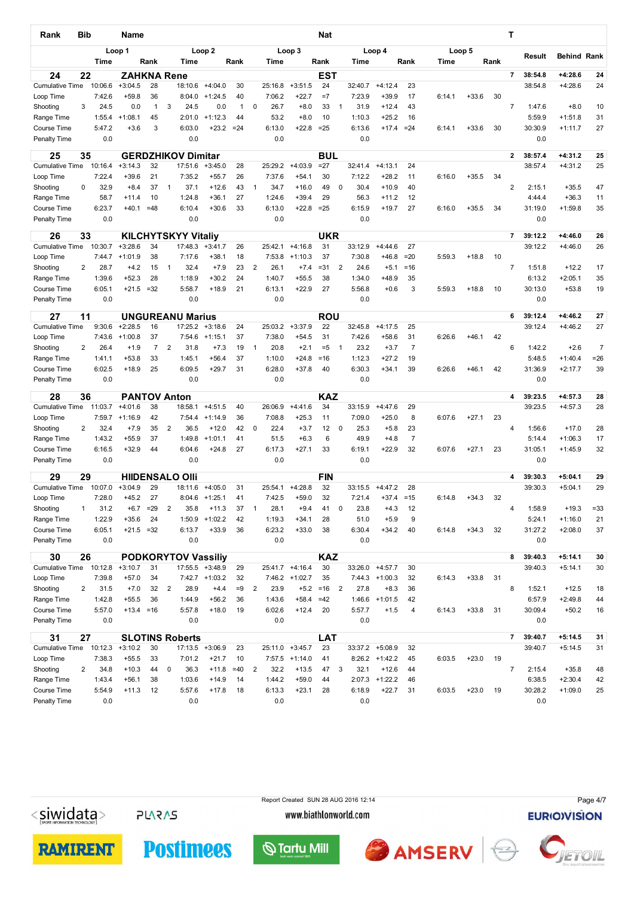| Rank | Bib | Name | | | | | | | | Nat | | | | | | | T | | | |
|---|---|---|---|---|---|---|---|---|---|---|---|---|---|---|---|---|---|---|---|---|
| | Loop 1 | | | Loop 2 | | | Loop 3 | | | Loop 4 | | | Loop 5 | | | | | Result | Behind | Rank |
| | Time | | Rank | Time | | Rank | Time | | Rank | Time | | Rank | Time | | Rank | | | | | |
| **24** | **22** | **ZAHKNA Rene** | | | | | | | | **EST** | | | | | | | **7** | **38:54.8** | **+4:28.6** | **24** |
| Cumulative Time | 10:06.6 | +3:04.5 | 28 | 18:10.6 | +4:04.0 | 30 | 25:16.8 | +3:51.5 | 24 | 32:40.7 | +4:12.4 | 23 | | | | | | 38:54.8 | +4:28.6 | 24 |
| Loop Time | 7:42.6 | +59.8 | 36 | 8:04.0 | +1:24.5 | 40 | 7:06.2 | +22.7 | =7 | 7:23.9 | +39.9 | 17 | 6:14.1 | +33.6 | 30 | | | | | |
| Shooting | 3 24.5 | 0.0 | 1 | 3 24.5 | 0.0 | 1 | 0 26.7 | +8.0 | 33 | 1 31.9 | +12.4 | 43 | | | | | 7 | 1:47.6 | +8.0 | 10 |
| Range Time | 1:55.4 | +1:08.1 | 45 | 2:01.0 | +1:12.3 | 44 | 53.2 | +8.0 | 10 | 1:10.3 | +25.2 | 16 | | | | | | 5:59.9 | +1:51.8 | 31 |
| Course Time | 5:47.2 | +3.6 | 3 | 6:03.0 | +23.2 | =24 | 6:13.0 | +22.8 | =25 | 6:13.6 | +17.4 | =24 | 6:14.1 | +33.6 | 30 | | | 30:30.9 | +1:11.7 | 27 |
| Penalty Time | 0.0 | | | 0.0 | | | 0.0 | | | 0.0 | | | | | | | | 0.0 | | |
| **25** | **35** | **GERDZHIKOV Dimitar** | | | | | | | | **BUL** | | | | | | | **2** | **38:57.4** | **+4:31.2** | **25** |
| Cumulative Time | 10:16.4 | +3:14.3 | 32 | 17:51.6 | +3:45.0 | 28 | 25:29.2 | +4:03.9 | =27 | 32:41.4 | +4:13.1 | 24 | | | | | | 38:57.4 | +4:31.2 | 25 |
| Loop Time | 7:22.4 | +39.6 | 21 | 7:35.2 | +55.7 | 26 | 7:37.6 | +54.1 | 30 | 7:12.2 | +28.2 | 11 | 6:16.0 | +35.5 | 34 | | | | | |
| Shooting | 0 32.9 | +8.4 | 37 | 1 37.1 | +12.6 | 43 | 1 34.7 | +16.0 | 49 | 0 30.4 | +10.9 | 40 | | | | | 2 | 2:15.1 | +35.5 | 47 |
| Range Time | 58.7 | +11.4 | 10 | 1:24.8 | +36.1 | 27 | 1:24.6 | +39.4 | 29 | 56.3 | +11.2 | 12 | | | | | | 4:44.4 | +36.3 | 11 |
| Course Time | 6:23.7 | +40.1 | =48 | 6:10.4 | +30.6 | 33 | 6:13.0 | +22.8 | =25 | 6:15.9 | +19.7 | 27 | 6:16.0 | +35.5 | 34 | | | 31:19.0 | +1:59.8 | 35 |
| Penalty Time | 0.0 | | | 0.0 | | | 0.0 | | | 0.0 | | | | | | | | 0.0 | | |
| **26** | **33** | **KILCHYTSKYY Vitaliy** | | | | | | | | **UKR** | | | | | | | **7** | **39:12.2** | **+4:46.0** | **26** |
| Cumulative Time | 10:30.7 | +3:28.6 | 34 | 17:48.3 | +3:41.7 | 26 | 25:42.1 | +4:16.8 | 31 | 33:12.9 | +4:44.6 | 27 | | | | | | 39:12.2 | +4:46.0 | 26 |
| Loop Time | 7:44.7 | +1:01.9 | 38 | 7:17.6 | +38.1 | 18 | 7:53.8 | +1:10.3 | 37 | 7:30.8 | +46.8 | =20 | 5:59.3 | +18.8 | 10 | | | | | |
| Shooting | 2 28.7 | +4.2 | 15 | 1 32.4 | +7.9 | 23 | 2 26.1 | +7.4 | =31 | 2 24.6 | +5.1 | =16 | | | | | 7 | 1:51.8 | +12.2 | 17 |
| Range Time | 1:39.6 | +52.3 | 28 | 1:18.9 | +30.2 | 24 | 1:40.7 | +55.5 | 38 | 1:34.0 | +48.9 | 35 | | | | | | 6:13.2 | +2:05.1 | 35 |
| Course Time | 6:05.1 | +21.5 | =32 | 5:58.7 | +18.9 | 21 | 6:13.1 | +22.9 | 27 | 5:56.8 | +0.6 | 3 | 5:59.3 | +18.8 | 10 | | | 30:13.0 | +53.8 | 19 |
| Penalty Time | 0.0 | | | 0.0 | | | 0.0 | | | 0.0 | | | | | | | | 0.0 | | |
| **27** | **11** | **UNGUREANU Marius** | | | | | | | | **ROU** | | | | | | | **6** | **39:12.4** | **+4:46.2** | **27** |
| Cumulative Time | 9:30.6 | +2:28.5 | 16 | 17:25.2 | +3:18.6 | 24 | 25:03.2 | +3:37.9 | 22 | 32:45.8 | +4:17.5 | 25 | | | | | | 39:12.4 | +4:46.2 | 27 |
| Loop Time | 7:43.6 | +1:00.8 | 37 | 7:54.6 | +1:15.1 | 37 | 7:38.0 | +54.5 | 31 | 7:42.6 | +58.6 | 31 | 6:26.6 | +46.1 | 42 | | | | | |
| Shooting | 2 26.4 | +1.9 | 7 | 2 31.8 | +7.3 | 19 | 1 20.8 | +2.1 | =5 | 1 23.2 | +3.7 | 7 | | | | | 6 | 1:42.2 | +2.6 | 7 |
| Range Time | 1:41.1 | +53.8 | 33 | 1:45.1 | +56.4 | 37 | 1:10.0 | +24.8 | =16 | 1:12.3 | +27.2 | 19 | | | | | | 5:48.5 | +1:40.4 | =26 |
| Course Time | 6:02.5 | +18.9 | 25 | 6:09.5 | +29.7 | 31 | 6:28.0 | +37.8 | 40 | 6:30.3 | +34.1 | 39 | 6:26.6 | +46.1 | 42 | | | 31:36.9 | +2:17.7 | 39 |
| Penalty Time | 0.0 | | | 0.0 | | | 0.0 | | | 0.0 | | | | | | | | 0.0 | | |
| **28** | **36** | **PANTOV Anton** | | | | | | | | **KAZ** | | | | | | | **4** | **39:23.5** | **+4:57.3** | **28** |
| Cumulative Time | 11:03.7 | +4:01.6 | 38 | 18:58.1 | +4:51.5 | 40 | 26:06.9 | +4:41.6 | 34 | 33:15.9 | +4:47.6 | 29 | | | | | | 39:23.5 | +4:57.3 | 28 |
| Loop Time | 7:59.7 | +1:16.9 | 42 | 7:54.4 | +1:14.9 | 36 | 7:08.8 | +25.3 | 11 | 7:09.0 | +25.0 | 8 | 6:07.6 | +27.1 | 23 | | | | | |
| Shooting | 2 32.4 | +7.9 | 35 | 2 36.5 | +12.0 | 42 | 0 22.4 | +3.7 | 12 | 0 25.3 | +5.8 | 23 | | | | | 4 | 1:56.6 | +17.0 | 28 |
| Range Time | 1:43.2 | +55.9 | 37 | 1:49.8 | +1:01.1 | 41 | 51.5 | +6.3 | 6 | 49.9 | +4.8 | 7 | | | | | | 5:14.4 | +1:06.3 | 17 |
| Course Time | 6:16.5 | +32.9 | 44 | 6:04.6 | +24.8 | 27 | 6:17.3 | +27.1 | 33 | 6:19.1 | +22.9 | 32 | 6:07.6 | +27.1 | 23 | | | 31:05.1 | +1:45.9 | 32 |
| Penalty Time | 0.0 | | | 0.0 | | | 0.0 | | | 0.0 | | | | | | | | 0.0 | | |
| **29** | **29** | **HIIDENSALO Olli** | | | | | | | | **FIN** | | | | | | | **4** | **39:30.3** | **+5:04.1** | **29** |
| Cumulative Time | 10:07.0 | +3:04.9 | 29 | 18:11.6 | +4:05.0 | 31 | 25:54.1 | +4:28.8 | 32 | 33:15.5 | +4:47.2 | 28 | | | | | | 39:30.3 | +5:04.1 | 29 |
| Loop Time | 7:28.0 | +45.2 | 27 | 8:04.6 | +1:25.1 | 41 | 7:42.5 | +59.0 | 32 | 7:21.4 | +37.4 | =15 | 6:14.8 | +34.3 | 32 | | | | | |
| Shooting | 1 31.2 | +6.7 | =29 | 2 35.8 | +11.3 | 37 | 1 28.1 | +9.4 | 41 | 0 23.8 | +4.3 | 12 | | | | | 4 | 1:58.9 | +19.3 | =33 |
| Range Time | 1:22.9 | +35.6 | 24 | 1:50.9 | +1:02.2 | 42 | 1:19.3 | +34.1 | 28 | 51.0 | +5.9 | 9 | | | | | | 5:24.1 | +1:16.0 | 21 |
| Course Time | 6:05.1 | +21.5 | =32 | 6:13.7 | +33.9 | 36 | 6:23.2 | +33.0 | 38 | 6:30.4 | +34.2 | 40 | 6:14.8 | +34.3 | 32 | | | 31:27.2 | +2:08.0 | 37 |
| Penalty Time | 0.0 | | | 0.0 | | | 0.0 | | | 0.0 | | | | | | | | 0.0 | | |
| **30** | **26** | **PODKORYTOV Vassiliy** | | | | | | | | **KAZ** | | | | | | | **8** | **39:40.3** | **+5:14.1** | **30** |
| Cumulative Time | 10:12.8 | +3:10.7 | 31 | 17:55.5 | +3:48.9 | 29 | 25:41.7 | +4:16.4 | 30 | 33:26.0 | +4:57.7 | 30 | | | | | | 39:40.3 | +5:14.1 | 30 |
| Loop Time | 7:39.8 | +57.0 | 34 | 7:42.7 | +1:03.2 | 32 | 7:46.2 | +1:02.7 | 35 | 7:44.3 | +1:00.3 | 32 | 6:14.3 | +33.8 | 31 | | | | | |
| Shooting | 2 31.5 | +7.0 | 32 | 2 28.9 | +4.4 | =9 | 2 23.9 | +5.2 | =16 | 2 27.8 | +8.3 | 36 | | | | | 8 | 1:52.1 | +12.5 | 18 |
| Range Time | 1:42.8 | +55.5 | 36 | 1:44.9 | +56.2 | 36 | 1:43.6 | +58.4 | =42 | 1:46.6 | +1:01.5 | 42 | | | | | | 6:57.9 | +2:49.8 | 44 |
| Course Time | 5:57.0 | +13.4 | =16 | 5:57.8 | +18.0 | 19 | 6:02.6 | +12.4 | 20 | 5:57.7 | +1.5 | 4 | 6:14.3 | +33.8 | 31 | | | 30:09.4 | +50.2 | 16 |
| Penalty Time | 0.0 | | | 0.0 | | | 0.0 | | | 0.0 | | | | | | | | 0.0 | | |
| **31** | **27** | **SLOTINS Roberts** | | | | | | | | **LAT** | | | | | | | **7** | **39:40.7** | **+5:14.5** | **31** |
| Cumulative Time | 10:12.3 | +3:10.2 | 30 | 17:13.5 | +3:06.9 | 23 | 25:11.0 | +3:45.7 | 23 | 33:37.2 | +5:08.9 | 32 | | | | | | 39:40.7 | +5:14.5 | 31 |
| Loop Time | 7:38.3 | +55.5 | 33 | 7:01.2 | +21.7 | 10 | 7:57.5 | +1:14.0 | 41 | 8:26.2 | +1:42.2 | 45 | 6:03.5 | +23.0 | 19 | | | | | |
| Shooting | 2 34.8 | +10.3 | 44 | 0 36.3 | +11.8 | =40 | 2 32.2 | +13.5 | 47 | 3 32.1 | +12.6 | 44 | | | | | 7 | 2:15.4 | +35.8 | 48 |
| Range Time | 1:43.4 | +56.1 | 38 | 1:03.6 | +14.9 | 14 | 1:44.2 | +59.0 | 44 | 2:07.3 | +1:22.2 | 46 | | | | | | 6:38.5 | +2:30.4 | 42 |
| Course Time | 5:54.9 | +11.3 | 12 | 5:57.6 | +17.8 | 18 | 6:13.3 | +23.1 | 28 | 6:18.9 | +22.7 | 31 | 6:03.5 | +23.0 | 19 | | | 30:28.2 | +1:09.0 | 25 |
| Penalty Time | 0.0 | | | 0.0 | | | 0.0 | | | 0.0 | | | | | | | | 0.0 | | |

Report Created SUN 28 AUG 2016 12:14

www.biathlonworld.com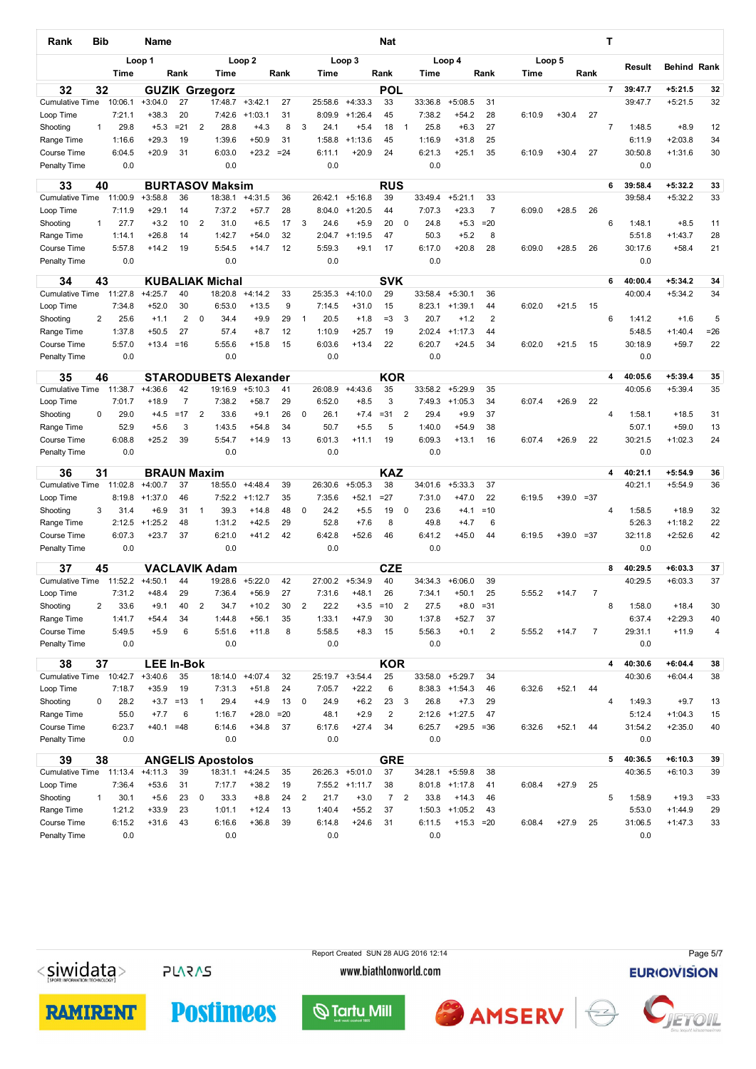| Rank | Bib | Name | | | | | | | | Nat | | | | | | | | | | T | Result | Behind | Rank |
|---|---|---|---|---|---|---|---|---|---|---|---|---|---|---|---|---|---|---|---|---|---|---|---|
| | | Loop 1 | | | Loop 2 | | | Loop 3 | | | Loop 4 | | | Loop 5 | | | | | | | | | |
| | | Time | | Rank | Time | | Rank | Time | | Rank | Time | | Rank | Time | | Rank | | | | | | | |
| **32** | **32** | **GUZIK Grzegorz** | | | | | | | | **POL** | | | | | | | | | | **7** | **39:47.7** | **+5:21.5** | **32** |
| Cumulative Time | | 10:06.1 | +3:04.0 | 27 | 17:47.7 | +3:42.1 | 27 | 25:58.6 | +4:33.3 | 33 | 33:36.8 | +5:08.5 | 31 | | | | | | | | 39:47.7 | +5:21.5 | 32 |
| Loop Time | | 7:21.1 | +38.3 | 20 | 7:42.6 | +1:03.1 | 31 | 8:09.9 | +1:26.4 | 45 | 7:38.2 | +54.2 | 28 | 6:10.9 | +30.4 | 27 | | | | | | | |
| Shooting | 1 | 29.8 | +5.3 | =21 | 2 | 28.8 | +4.3 | 8 | 3 | 24.1 | +5.4 | 18 | 1 | 25.8 | +6.3 | 27 | | | | 7 | 1:48.5 | +8.9 | 12 |
| Range Time | | 1:16.6 | +29.3 | 19 | 1:39.6 | +50.9 | 31 | 1:58.8 | +1:13.6 | 45 | 1:16.9 | +31.8 | 25 | | | | | | | | 6:11.9 | +2:03.8 | 34 |
| Course Time | | 6:04.5 | +20.9 | 31 | 6:03.0 | +23.2 | =24 | 6:11.1 | +20.9 | 24 | 6:21.3 | +25.1 | 35 | 6:10.9 | +30.4 | 27 | | | | | 30:50.8 | +1:31.6 | 30 |
| Penalty Time | | 0.0 | | | 0.0 | | | 0.0 | | | 0.0 | | | | | | | | | | 0.0 | | |
| **33** | **40** | **BURTASOV Maksim** | | | | | | | | **RUS** | | | | | | | | | | **6** | **39:58.4** | **+5:32.2** | **33** |
| Cumulative Time | | 11:00.9 | +3:58.8 | 36 | 18:38.1 | +4:31.5 | 36 | 26:42.1 | +5:16.8 | 39 | 33:49.4 | +5:21.1 | 33 | | | | | | | | 39:58.4 | +5:32.2 | 33 |
| Loop Time | | 7:11.9 | +29.1 | 14 | 7:37.2 | +57.7 | 28 | 8:04.0 | +1:20.5 | 44 | 7:07.3 | +23.3 | 7 | 6:09.0 | +28.5 | 26 | | | | | | | |
| Shooting | 1 | 27.7 | +3.2 | 10 | 2 | 31.0 | +6.5 | 17 | 3 | 24.6 | +5.9 | 20 | 0 | 24.8 | +5.3 | =20 | | | | 6 | 1:48.1 | +8.5 | 11 |
| Range Time | | 1:14.1 | +26.8 | 14 | 1:42.7 | +54.0 | 32 | 2:04.7 | +1:19.5 | 47 | 50.3 | +5.2 | 8 | | | | | | | | 5:51.8 | +1:43.7 | 28 |
| Course Time | | 5:57.8 | +14.2 | 19 | 5:54.5 | +14.7 | 12 | 5:59.3 | +9.1 | 17 | 6:17.0 | +20.8 | 28 | 6:09.0 | +28.5 | 26 | | | | | 30:17.6 | +58.4 | 21 |
| Penalty Time | | 0.0 | | | 0.0 | | | 0.0 | | | 0.0 | | | | | | | | | | 0.0 | | |
| **34** | **43** | **KUBALIAK Michal** | | | | | | | | **SVK** | | | | | | | | | | **6** | **40:00.4** | **+5:34.2** | **34** |
| Cumulative Time | | 11:27.8 | +4:25.7 | 40 | 18:20.8 | +4:14.2 | 33 | 25:35.3 | +4:10.0 | 29 | 33:58.4 | +5:30.1 | 36 | | | | | | | | 40:00.4 | +5:34.2 | 34 |
| Loop Time | | 7:34.8 | +52.0 | 30 | 6:53.0 | +13.5 | 9 | 7:14.5 | +31.0 | 15 | 8:23.1 | +1:39.1 | 44 | 6:02.0 | +21.5 | 15 | | | | | | | |
| Shooting | 2 | 25.6 | +1.1 | 2 | 0 | 34.4 | +9.9 | 29 | 1 | 20.5 | +1.8 | =3 | 3 | 20.7 | +1.2 | 2 | | | | 6 | 1:41.2 | +1.6 | 5 |
| Range Time | | 1:37.8 | +50.5 | 27 | 57.4 | +8.7 | 12 | 1:10.9 | +25.7 | 19 | 2:02.4 | +1:17.3 | 44 | | | | | | | | 5:48.5 | +1:40.4 | =26 |
| Course Time | | 5:57.0 | +13.4 | =16 | 5:55.6 | +15.8 | 15 | 6:03.6 | +13.4 | 22 | 6:20.7 | +24.5 | 34 | 6:02.0 | +21.5 | 15 | | | | | 30:18.9 | +59.7 | 22 |
| Penalty Time | | 0.0 | | | 0.0 | | | 0.0 | | | 0.0 | | | | | | | | | | 0.0 | | |
| **35** | **46** | **STARODUBETS Alexander** | | | | | | | | **KOR** | | | | | | | | | | **4** | **40:05.6** | **+5:39.4** | **35** |
| Cumulative Time | | 11:38.7 | +4:36.6 | 42 | 19:16.9 | +5:10.3 | 41 | 26:08.9 | +4:43.6 | 35 | 33:58.2 | +5:29.9 | 35 | | | | | | | | 40:05.6 | +5:39.4 | 35 |
| Loop Time | | 7:01.7 | +18.9 | 7 | 7:38.2 | +58.7 | 29 | 6:52.0 | +8.5 | 3 | 7:49.3 | +1:05.3 | 34 | 6:07.4 | +26.9 | 22 | | | | | | | |
| Shooting | 0 | 29.0 | +4.5 | =17 | 2 | 33.6 | +9.1 | 26 | 0 | 26.1 | +7.4 | =31 | 2 | 29.4 | +9.9 | 37 | | | | 4 | 1:58.1 | +18.5 | 31 |
| Range Time | | 52.9 | +5.6 | 3 | 1:43.5 | +54.8 | 34 | 50.7 | +5.5 | 5 | 1:40.0 | +54.9 | 38 | | | | | | | | 5:07.1 | +59.0 | 13 |
| Course Time | | 6:08.8 | +25.2 | 39 | 5:54.7 | +14.9 | 13 | 6:01.3 | +11.1 | 19 | 6:09.3 | +13.1 | 16 | 6:07.4 | +26.9 | 22 | | | | | 30:21.5 | +1:02.3 | 24 |
| Penalty Time | | 0.0 | | | 0.0 | | | 0.0 | | | 0.0 | | | | | | | | | | 0.0 | | |
| **36** | **31** | **BRAUN Maxim** | | | | | | | | **KAZ** | | | | | | | | | | **4** | **40:21.1** | **+5:54.9** | **36** |
| Cumulative Time | | 11:02.8 | +4:00.7 | 37 | 18:55.0 | +4:48.4 | 39 | 26:30.6 | +5:05.3 | 38 | 34:01.6 | +5:33.3 | 37 | | | | | | | | 40:21.1 | +5:54.9 | 36 |
| Loop Time | | 8:19.8 | +1:37.0 | 46 | 7:52.2 | +1:12.7 | 35 | 7:35.6 | +52.1 | =27 | 7:31.0 | +47.0 | 22 | 6:19.5 | +39.0 | =37 | | | | | | | |
| Shooting | 3 | 31.4 | +6.9 | 31 | 1 | 39.3 | +14.8 | 48 | 0 | 24.2 | +5.5 | 19 | 0 | 23.6 | +4.1 | =10 | | | | 4 | 1:58.5 | +18.9 | 32 |
| Range Time | | 2:12.5 | +1:25.2 | 48 | 1:31.2 | +42.5 | 29 | 52.8 | +7.6 | 8 | 49.8 | +4.7 | 6 | | | | | | | | 5:26.3 | +1:18.2 | 22 |
| Course Time | | 6:07.3 | +23.7 | 37 | 6:21.0 | +41.2 | 42 | 6:42.8 | +52.6 | 46 | 6:41.2 | +45.0 | 44 | 6:19.5 | +39.0 | =37 | | | | | 32:11.8 | +2:52.6 | 42 |
| Penalty Time | | 0.0 | | | 0.0 | | | 0.0 | | | 0.0 | | | | | | | | | | 0.0 | | |
| **37** | **45** | **VACLAVIK Adam** | | | | | | | | **CZE** | | | | | | | | | | **8** | **40:29.5** | **+6:03.3** | **37** |
| Cumulative Time | | 11:52.2 | +4:50.1 | 44 | 19:28.6 | +5:22.0 | 42 | 27:00.2 | +5:34.9 | 40 | 34:34.3 | +6:06.0 | 39 | | | | | | | | 40:29.5 | +6:03.3 | 37 |
| Loop Time | | 7:31.2 | +48.4 | 29 | 7:36.4 | +56.9 | 27 | 7:31.6 | +48.1 | 26 | 7:34.1 | +50.1 | 25 | 5:55.2 | +14.7 | 7 | | | | | | | |
| Shooting | 2 | 33.6 | +9.1 | 40 | 2 | 34.7 | +10.2 | 30 | 2 | 22.2 | +3.5 | =10 | 2 | 27.5 | +8.0 | =31 | | | | 8 | 1:58.0 | +18.4 | 30 |
| Range Time | | 1:41.7 | +54.4 | 34 | 1:44.8 | +56.1 | 35 | 1:33.1 | +47.9 | 30 | 1:37.8 | +52.7 | 37 | | | | | | | | 6:37.4 | +2:29.3 | 40 |
| Course Time | | 5:49.5 | +5.9 | 6 | 5:51.6 | +11.8 | 8 | 5:58.5 | +8.3 | 15 | 5:56.3 | +0.1 | 2 | 5:55.2 | +14.7 | 7 | | | | | 29:31.1 | +11.9 | 4 |
| Penalty Time | | 0.0 | | | 0.0 | | | 0.0 | | | 0.0 | | | | | | | | | | 0.0 | | |
| **38** | **37** | **LEE In-Bok** | | | | | | | | **KOR** | | | | | | | | | | **4** | **40:30.6** | **+6:04.4** | **38** |
| Cumulative Time | | 10:42.7 | +3:40.6 | 35 | 18:14.0 | +4:07.4 | 32 | 25:19.7 | +3:54.4 | 25 | 33:58.0 | +5:29.7 | 34 | | | | | | | | 40:30.6 | +6:04.4 | 38 |
| Loop Time | | 7:18.7 | +35.9 | 19 | 7:31.3 | +51.8 | 24 | 7:05.7 | +22.2 | 6 | 8:38.3 | +1:54.3 | 46 | 6:32.6 | +52.1 | 44 | | | | | | | |
| Shooting | 0 | 28.2 | +3.7 | =13 | 1 | 29.4 | +4.9 | 13 | 0 | 24.9 | +6.2 | 23 | 3 | 26.8 | +7.3 | 29 | | | | 4 | 1:49.3 | +9.7 | 13 |
| Range Time | | 55.0 | +7.7 | 6 | 1:16.7 | +28.0 | =20 | 48.1 | +2.9 | 2 | 2:12.6 | +1:27.5 | 47 | | | | | | | | 5:12.4 | +1:04.3 | 15 |
| Course Time | | 6:23.7 | +40.1 | =48 | 6:14.6 | +34.8 | 37 | 6:17.6 | +27.4 | 34 | 6:25.7 | +29.5 | =36 | 6:32.6 | +52.1 | 44 | | | | | 31:54.2 | +2:35.0 | 40 |
| Penalty Time | | 0.0 | | | 0.0 | | | 0.0 | | | 0.0 | | | | | | | | | | 0.0 | | |
| **39** | **38** | **ANGELIS Apostolos** | | | | | | | | **GRE** | | | | | | | | | | **5** | **40:36.5** | **+6:10.3** | **39** |
| Cumulative Time | | 11:13.4 | +4:11.3 | 39 | 18:31.1 | +4:24.5 | 35 | 26:26.3 | +5:01.0 | 37 | 34:28.1 | +5:59.8 | 38 | | | | | | | | 40:36.5 | +6:10.3 | 39 |
| Loop Time | | 7:36.4 | +53.6 | 31 | 7:17.7 | +38.2 | 19 | 7:55.2 | +1:11.7 | 38 | 8:01.8 | +1:17.8 | 41 | 6:08.4 | +27.9 | 25 | | | | | | | |
| Shooting | 1 | 30.1 | +5.6 | 23 | 0 | 33.3 | +8.8 | 24 | 2 | 21.7 | +3.0 | 7 | 2 | 33.8 | +14.3 | 46 | | | | 5 | 1:58.9 | +19.3 | =33 |
| Range Time | | 1:21.2 | +33.9 | 23 | 1:01.1 | +12.4 | 13 | 1:40.4 | +55.2 | 37 | 1:50.3 | +1:05.2 | 43 | | | | | | | | 5:53.0 | +1:44.9 | 29 |
| Course Time | | 6:15.2 | +31.6 | 43 | 6:16.6 | +36.8 | 39 | 6:14.8 | +24.6 | 31 | 6:11.5 | +15.3 | =20 | 6:08.4 | +27.9 | 25 | | | | | 31:06.5 | +1:47.3 | 33 |
| Penalty Time | | 0.0 | | | 0.0 | | | 0.0 | | | 0.0 | | | | | | | | | | 0.0 | | |

Report Created SUN 28 AUG 2016 12:14

www.biathlonworld.com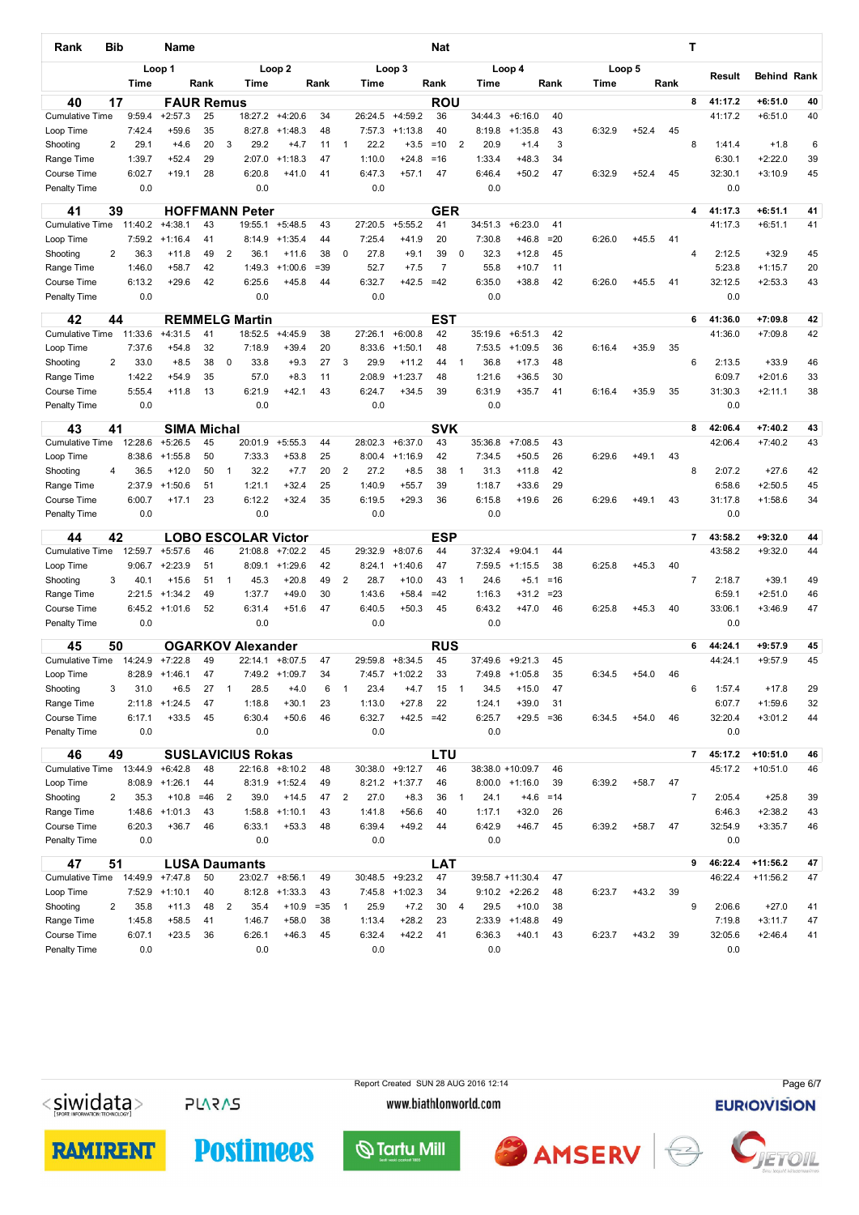| Rank | Bib | Name | | | | | | | | | | | | | Nat | | | | | | | | | | T | | | |
|---|---|---|---|---|---|---|---|---|---|---|---|---|---|---|---|---|---|---|---|---|---|---|---|---|---|---|---|---|
| | | Loop 1 | | | | Loop 2 | | | | Loop 3 | | | | Loop 4 | | | | Loop 5 | | | | | | | | Result | Behind | Rank |
| | | Time | | Rank | | Time | | Rank | | Time | | Rank | | Time | | Rank | | Time | | Rank | | | | | | | | |
| **40** | **17** | **FAUR Remus** | | | | | | | | | | | | | **ROU** | | | | | | | | | | 8 | **41:17.2** | **+6:51.0** | **40** |
| Cumulative Time | | 9:59.4 | +2:57.3 | 25 | | 18:27.2 | +4:20.6 | 34 | | 26:24.5 | +4:59.2 | 36 | | 34:44.3 | +6:16.0 | 40 | | | | | | | | | | 41:17.2 | +6:51.0 | 40 |
| Loop Time | | 7:42.4 | +59.6 | 35 | | 8:27.8 | +1:48.3 | 48 | | 7:57.3 | +1:13.8 | 40 | | 8:19.8 | +1:35.8 | 43 | | 6:32.9 | +52.4 | 45 | | | | | | | | |
| Shooting | 2 | 29.1 | +4.6 | 20 | 3 | 29.2 | +4.7 | 11 | 1 | 22.2 | +3.5 | =10 | 2 | 20.9 | +1.4 | 3 | | | | | | | | | 8 | 1:41.4 | +1.8 | 6 |
| Range Time | | 1:39.7 | +52.4 | 29 | | 2:07.0 | +1:18.3 | 47 | | 1:10.0 | +24.8 | =16 | | 1:33.4 | +48.3 | 34 | | | | | | | | | | 6:30.1 | +2:22.0 | 39 |
| Course Time | | 6:02.7 | +19.1 | 28 | | 6:20.8 | +41.0 | 41 | | 6:47.3 | +57.1 | 47 | | 6:46.4 | +50.2 | 47 | | 6:32.9 | +52.4 | 45 | | | | | | 32:30.1 | +3:10.9 | 45 |
| Penalty Time | | 0.0 | | | | 0.0 | | | | 0.0 | | | | 0.0 | | | | | | | | | | | | 0.0 | | |
| **41** | **39** | **HOFFMANN Peter** | | | | | | | | | | | | | **GER** | | | | | | | | | | 4 | **41:17.3** | **+6:51.1** | **41** |
| Cumulative Time | | 11:40.2 | +4:38.1 | 43 | | 19:55.1 | +5:48.5 | 43 | | 27:20.5 | +5:55.2 | 41 | | 34:51.3 | +6:23.0 | 41 | | | | | | | | | | 41:17.3 | +6:51.1 | 41 |
| Loop Time | | 7:59.2 | +1:16.4 | 41 | | 8:14.9 | +1:35.4 | 44 | | 7:25.4 | +41.9 | 20 | | 7:30.8 | +46.8 | =20 | | 6:26.0 | +45.5 | 41 | | | | | | | | |
| Shooting | 2 | 36.3 | +11.8 | 49 | 2 | 36.1 | +11.6 | 38 | 0 | 27.8 | +9.1 | 39 | 0 | 32.3 | +12.8 | 45 | | | | | | | | | 4 | 2:12.5 | +32.9 | 45 |
| Range Time | | 1:46.0 | +58.7 | 42 | | 1:49.3 | +1:00.6 | =39 | | 52.7 | +7.5 | 7 | | 55.8 | +10.7 | 11 | | | | | | | | | | 5:23.8 | +1:15.7 | 20 |
| Course Time | | 6:13.2 | +29.6 | 42 | | 6:25.6 | +45.8 | 44 | | 6:32.7 | +42.5 | =42 | | 6:35.0 | +38.8 | 42 | | 6:26.0 | +45.5 | 41 | | | | | | 32:12.5 | +2:53.3 | 43 |
| Penalty Time | | 0.0 | | | | 0.0 | | | | 0.0 | | | | 0.0 | | | | | | | | | | | | 0.0 | | |
| **42** | **44** | **REMMELG Martin** | | | | | | | | | | | | | **EST** | | | | | | | | | | 6 | **41:36.0** | **+7:09.8** | **42** |
| Cumulative Time | | 11:33.6 | +4:31.5 | 41 | | 18:52.5 | +4:45.9 | 38 | | 27:26.1 | +6:00.8 | 42 | | 35:19.6 | +6:51.3 | 42 | | | | | | | | | | 41:36.0 | +7:09.8 | 42 |
| Loop Time | | 7:37.6 | +54.8 | 32 | | 7:18.9 | +39.4 | 20 | | 8:33.6 | +1:50.1 | 48 | | 7:53.5 | +1:09.5 | 36 | | 6:16.4 | +35.9 | 35 | | | | | | | | |
| Shooting | 2 | 33.0 | +8.5 | 38 | 0 | 33.8 | +9.3 | 27 | 3 | 29.9 | +11.2 | 44 | 1 | 36.8 | +17.3 | 48 | | | | | | | | | 6 | 2:13.5 | +33.9 | 46 |
| Range Time | | 1:42.2 | +54.9 | 35 | | 57.0 | +8.3 | 11 | | 2:08.9 | +1:23.7 | 48 | | 1:21.6 | +36.5 | 30 | | | | | | | | | | 6:09.7 | +2:01.6 | 33 |
| Course Time | | 5:55.4 | +11.8 | 13 | | 6:21.9 | +42.1 | 43 | | 6:24.7 | +34.5 | 39 | | 6:31.9 | +35.7 | 41 | | 6:16.4 | +35.9 | 35 | | | | | | 31:30.3 | +2:11.1 | 38 |
| Penalty Time | | 0.0 | | | | 0.0 | | | | 0.0 | | | | 0.0 | | | | | | | | | | | | 0.0 | | |
| **43** | **41** | **SIMA Michal** | | | | | | | | | | | | | **SVK** | | | | | | | | | | 8 | **42:06.4** | **+7:40.2** | **43** |
| Cumulative Time | | 12:28.6 | +5:26.5 | 45 | | 20:01.9 | +5:55.3 | 44 | | 28:02.3 | +6:37.0 | 43 | | 35:36.8 | +7:08.5 | 43 | | | | | | | | | | 42:06.4 | +7:40.2 | 43 |
| Loop Time | | 8:38.6 | +1:55.8 | 50 | | 7:33.5 | +53.8 | 25 | | 8:00.4 | +1:16.9 | 42 | | 7:34.5 | +50.5 | 26 | | 6:29.6 | +49.1 | 43 | | | | | | | | |
| Shooting | 4 | 36.5 | +12.0 | 50 | 1 | 32.2 | +7.7 | 20 | 2 | 27.2 | +8.5 | 38 | 1 | 31.3 | +11.8 | 42 | | | | | | | | | 8 | 2:07.2 | +27.6 | 42 |
| Range Time | | 2:37.9 | +1:50.6 | 51 | | 1:21.1 | +32.4 | 25 | | 1:40.9 | +55.7 | 39 | | 1:18.7 | +33.6 | 29 | | | | | | | | | | 6:58.6 | +2:50.5 | 45 |
| Course Time | | 6:00.7 | +17.1 | 23 | | 6:12.2 | +32.4 | 35 | | 6:19.5 | +29.3 | 36 | | 6:15.8 | +19.6 | 26 | | 6:29.6 | +49.1 | 43 | | | | | | 31:17.8 | +1:58.6 | 34 |
| Penalty Time | | 0.0 | | | | 0.0 | | | | 0.0 | | | | 0.0 | | | | | | | | | | | | 0.0 | | |
| **44** | **42** | **LOBO ESCOLAR Victor** | | | | | | | | | | | | | **ESP** | | | | | | | | | | 7 | **43:58.2** | **+9:32.0** | **44** |
| Cumulative Time | | 12:59.7 | +5:57.6 | 46 | | 21:08.8 | +7:02.2 | 45 | | 29:32.9 | +8:07.6 | 44 | | 37:32.4 | +9:04.1 | 44 | | | | | | | | | | 43:58.2 | +9:32.0 | 44 |
| Loop Time | | 9:06.7 | +2:23.9 | 51 | | 8:09.1 | +1:29.6 | 42 | | 8:24.1 | +1:40.6 | 47 | | 7:59.5 | +1:15.5 | 38 | | 6:25.8 | +45.3 | 40 | | | | | | | | |
| Shooting | 3 | 40.1 | +15.6 | 51 | 1 | 45.3 | +20.8 | 49 | 2 | 28.7 | +10.0 | 43 | 1 | 24.6 | +5.1 | =16 | | | | | | | | | 7 | 2:18.7 | +39.1 | 49 |
| Range Time | | 2:21.5 | +1:34.2 | 49 | | 1:37.7 | +49.0 | 30 | | 1:43.6 | +58.4 | =42 | | 1:16.3 | +31.2 | =23 | | | | | | | | | | 6:59.1 | +2:51.0 | 46 |
| Course Time | | 6:45.2 | +1:01.6 | 52 | | 6:31.4 | +51.6 | 47 | | 6:40.5 | +50.3 | 45 | | 6:43.2 | +47.0 | 46 | | 6:25.8 | +45.3 | 40 | | | | | | 33:06.1 | +3:46.9 | 47 |
| Penalty Time | | 0.0 | | | | 0.0 | | | | 0.0 | | | | 0.0 | | | | | | | | | | | | 0.0 | | |
| **45** | **50** | **OGARKOV Alexander** | | | | | | | | | | | | | **RUS** | | | | | | | | | | 6 | **44:24.1** | **+9:57.9** | **45** |
| Cumulative Time | | 14:24.9 | +7:22.8 | 49 | | 22:14.1 | +8:07.5 | 47 | | 29:59.8 | +8:34.5 | 45 | | 37:49.6 | +9:21.3 | 45 | | | | | | | | | | 44:24.1 | +9:57.9 | 45 |
| Loop Time | | 8:28.9 | +1:46.1 | 47 | | 7:49.2 | +1:09.7 | 34 | | 7:45.7 | +1:02.2 | 33 | | 7:49.8 | +1:05.8 | 35 | | 6:34.5 | +54.0 | 46 | | | | | | | | |
| Shooting | 3 | 31.0 | +6.5 | 27 | 1 | 28.5 | +4.0 | 6 | 1 | 23.4 | +4.7 | 15 | 1 | 34.5 | +15.0 | 47 | | | | | | | | | 6 | 1:57.4 | +17.8 | 29 |
| Range Time | | 2:11.8 | +1:24.5 | 47 | | 1:18.8 | +30.1 | 23 | | 1:13.0 | +27.8 | 22 | | 1:24.1 | +39.0 | 31 | | | | | | | | | | 6:07.7 | +1:59.6 | 32 |
| Course Time | | 6:17.1 | +33.5 | 45 | | 6:30.4 | +50.6 | 46 | | 6:32.7 | +42.5 | =42 | | 6:25.7 | +29.5 | =36 | | 6:34.5 | +54.0 | 46 | | | | | | 32:20.4 | +3:01.2 | 44 |
| Penalty Time | | 0.0 | | | | 0.0 | | | | 0.0 | | | | 0.0 | | | | | | | | | | | | 0.0 | | |
| **46** | **49** | **SUSLAVICIUS Rokas** | | | | | | | | | | | | | **LTU** | | | | | | | | | | 7 | **45:17.2** | **+10:51.0** | **46** |
| Cumulative Time | | 13:44.9 | +6:42.8 | 48 | | 22:16.8 | +8:10.2 | 48 | | 30:38.0 | +9:12.7 | 46 | | 38:38.0 | +10:09.7 | 46 | | | | | | | | | | 45:17.2 | +10:51.0 | 46 |
| Loop Time | | 8:08.9 | +1:26.1 | 44 | | 8:31.9 | +1:52.4 | 49 | | 8:21.2 | +1:37.7 | 46 | | 8:00.0 | +1:16.0 | 39 | | 6:39.2 | +58.7 | 47 | | | | | | | | |
| Shooting | 2 | 35.3 | +10.8 | =46 | 2 | 39.0 | +14.5 | 47 | 2 | 27.0 | +8.3 | 36 | 1 | 24.1 | +4.6 | =14 | | | | | | | | | 7 | 2:05.4 | +25.8 | 39 |
| Range Time | | 1:48.6 | +1:01.3 | 43 | | 1:58.8 | +1:10.1 | 43 | | 1:41.8 | +56.6 | 40 | | 1:17.1 | +32.0 | 26 | | | | | | | | | | 6:46.3 | +2:38.2 | 43 |
| Course Time | | 6:20.3 | +36.7 | 46 | | 6:33.1 | +53.3 | 48 | | 6:39.4 | +49.2 | 44 | | 6:42.9 | +46.7 | 45 | | 6:39.2 | +58.7 | 47 | | | | | | 32:54.9 | +3:35.7 | 46 |
| Penalty Time | | 0.0 | | | | 0.0 | | | | 0.0 | | | | 0.0 | | | | | | | | | | | | 0.0 | | |
| **47** | **51** | **LUSA Daumants** | | | | | | | | | | | | | **LAT** | | | | | | | | | | 9 | **46:22.4** | **+11:56.2** | **47** |
| Cumulative Time | | 14:49.9 | +7:47.8 | 50 | | 23:02.7 | +8:56.1 | 49 | | 30:48.5 | +9:23.2 | 47 | | 39:58.7 | +11:30.4 | 47 | | | | | | | | | | 46:22.4 | +11:56.2 | 47 |
| Loop Time | | 7:52.9 | +1:10.1 | 40 | | 8:12.8 | +1:33.3 | 43 | | 7:45.8 | +1:02.3 | 34 | | 9:10.2 | +2:26.2 | 48 | | 6:23.7 | +43.2 | 39 | | | | | | | | |
| Shooting | 2 | 35.8 | +11.3 | 48 | 2 | 35.4 | +10.9 | =35 | 1 | 25.9 | +7.2 | 30 | 4 | 29.5 | +10.0 | 38 | | | | | | | | | 9 | 2:06.6 | +27.0 | 41 |
| Range Time | | 1:45.8 | +58.5 | 41 | | 1:46.7 | +58.0 | 38 | | 1:13.4 | +28.2 | 23 | | 2:33.9 | +1:48.8 | 49 | | | | | | | | | | 7:19.8 | +3:11.7 | 47 |
| Course Time | | 6:07.1 | +23.5 | 36 | | 6:26.1 | +46.3 | 45 | | 6:32.4 | +42.2 | 41 | | 6:36.3 | +40.1 | 43 | | 6:23.7 | +43.2 | 39 | | | | | | 32:05.6 | +2:46.4 | 41 |
| Penalty Time | | 0.0 | | | | 0.0 | | | | 0.0 | | | | 0.0 | | | | | | | | | | | | 0.0 | | |

Report Created SUN 28 AUG 2016 12:14

www.biathlonworld.com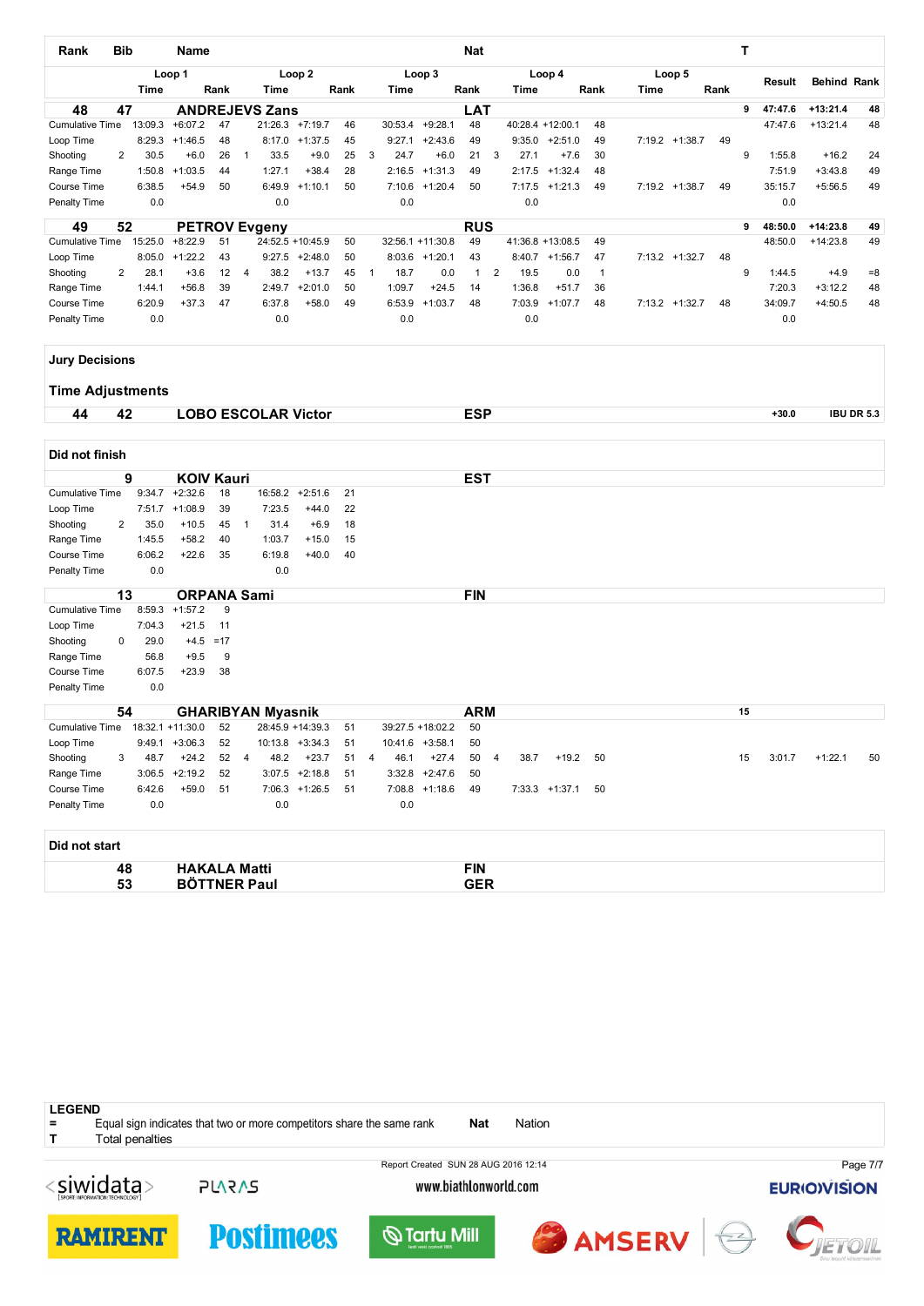| Rank | Bib | Name | | | | | | | | | | | | | | | Nat | | | | T | Result | Behind | Rank |
|---|---|---|---|---|---|---|---|---|---|---|---|---|---|---|---|---|---|---|---|---|---|---|---|---|
| | | Loop 1 | | | Loop 2 | | | Loop 3 | | | Loop 4 | | | Loop 5 | | | | | | | | | | |
| | | Time | | Rank | Time | | Rank | Time | | Rank | Time | | Rank | Time | | Rank | | | | | | | | |
| **48** | **47** | **ANDREJEVS Zans** | | | | | | | | | | | | | | | **LAT** | | | | **9** | **47:47.6** | **+13:21.4** | **48** |
| Cumulative Time | | 13:09.3 | +6:07.2 | 47 | 21:26.3 | +7:19.7 | 46 | 30:53.4 | +9:28.1 | 48 | 40:28.4 | +12:00.1 | 48 | | | | | | | | | 47:47.6 | +13:21.4 | 48 |
| Loop Time | | 8:29.3 | +1:46.5 | 48 | 8:17.0 | +1:37.5 | 45 | 9:27.1 | +2:43.6 | 49 | 9:35.0 | +2:51.0 | 49 | 7:19.2 | +1:38.7 | 49 | | | | | | | | |
| Shooting | 2 | 30.5 | +6.0 | 26 | 1 | 33.5 | +9.0 | 25 | 3 | 24.7 | +6.0 | 21 | 3 | 27.1 | +7.6 | 30 | | | | | 9 | 1:55.8 | +16.2 | 24 |
| Range Time | | 1:50.8 | +1:03.5 | 44 | 1:27.1 | +38.4 | 28 | 2:16.5 | +1:31.3 | 49 | 2:17.5 | +1:32.4 | 48 | | | | | | | | | 7:51.9 | +3:43.8 | 49 |
| Course Time | | 6:38.5 | +54.9 | 50 | 6:49.9 | +1:10.1 | 50 | 7:10.6 | +1:20.4 | 50 | 7:17.5 | +1:21.3 | 49 | 7:19.2 | +1:38.7 | 49 | | | | | | 35:15.7 | +5:56.5 | 49 |
| Penalty Time | | 0.0 | | | 0.0 | | | 0.0 | | | 0.0 | | | | | | | | | | | 0.0 | | |
| **49** | **52** | **PETROV Evgeny** | | | | | | | | | | | | | | | **RUS** | | | | **9** | **48:50.0** | **+14:23.8** | **49** |
| Cumulative Time | | 15:25.0 | +8:22.9 | 51 | 24:52.5 | +10:45.9 | 50 | 32:56.1 | +11:30.8 | 49 | 41:36.8 | +13:08.5 | 49 | | | | | | | | | 48:50.0 | +14:23.8 | 49 |
| Loop Time | | 8:05.0 | +1:22.2 | 43 | 9:27.5 | +2:48.0 | 50 | 8:03.6 | +1:20.1 | 43 | 8:40.7 | +1:56.7 | 47 | 7:13.2 | +1:32.7 | 48 | | | | | | | | |
| Shooting | 2 | 28.1 | +3.6 | 12 | 4 | 38.2 | +13.7 | 45 | 1 | 18.7 | 0.0 | 1 | 2 | 19.5 | 0.0 | 1 | | | | | 9 | 1:44.5 | +4.9 | =8 |
| Range Time | | 1:44.1 | +56.8 | 39 | 2:49.7 | +2:01.0 | 50 | 1:09.7 | +24.5 | 14 | 1:36.8 | +51.7 | 36 | | | | | | | | | 7:20.3 | +3:12.2 | 48 |
| Course Time | | 6:20.9 | +37.3 | 47 | 6:37.8 | +58.0 | 49 | 6:53.9 | +1:03.7 | 48 | 7:03.9 | +1:07.7 | 48 | 7:13.2 | +1:32.7 | 48 | | | | | | 34:09.7 | +4:50.5 | 48 |
| Penalty Time | | 0.0 | | | 0.0 | | | 0.0 | | | 0.0 | | | | | | | | | | | 0.0 | | |

## Jury Decisions

### Time Adjustments

| | | | | | |
|---|---|---|---|---|---|
| **44** | **42** | **LOBO ESCOLAR Victor** | **ESP** | **+30.0** | **IBU DR 5.3** |

## Did not finish

| | | | | | | | | | | | | | |
|---|---|---|---|---|---|---|---|---|---|---|---|---|---|
| | **9** | **KOIV Kauri** | | | | | | | | **EST** | | | |
| Cumulative Time | | 9:34.7 | +2:32.6 | 18 | | 16:58.2 | +2:51.6 | 21 | | | | | |
| Loop Time | | 7:51.7 | +1:08.9 | 39 | | 7:23.5 | +44.0 | 22 | | | | | |
| Shooting | 2 | 35.0 | +10.5 | 45 | 1 | 31.4 | +6.9 | 18 | | | | | |
| Range Time | | 1:45.5 | +58.2 | 40 | | 1:03.7 | +15.0 | 15 | | | | | |
| Course Time | | 6:06.2 | +22.6 | 35 | | 6:19.8 | +40.0 | 40 | | | | | |
| Penalty Time | | 0.0 | | | | 0.0 | | | | | | | |
| | **13** | **ORPANA Sami** | | | | | | | | **FIN** | | | |
| Cumulative Time | | 8:59.3 | +1:57.2 | 9 | | | | | | | | | |
| Loop Time | | 7:04.3 | +21.5 | 11 | | | | | | | | | |
| Shooting | 0 | 29.0 | +4.5 | =17 | | | | | | | | | |
| Range Time | | 56.8 | +9.5 | 9 | | | | | | | | | |
| Course Time | | 6:07.5 | +23.9 | 38 | | | | | | | | | |
| Penalty Time | | 0.0 | | | | | | | | | | | |

| | | | | | | | | | | | | | | | | | | | | |
|---|---|---|---|---|---|---|---|---|---|---|---|---|---|---|---|---|---|---|---|---|
| | **54** | **GHARIBYAN Myasnik** | | | | | | | | | | | **ARM** | | | 15 | | | | |
| Cumulative Time | | 18:32.1 | +11:30.0 | 52 | | 28:45.9 | +14:39.3 | 51 | | 39:27.5 | +18:02.2 | 50 | | | | | | | | |
| Loop Time | | 9:49.1 | +3:06.3 | 52 | | 10:13.8 | +3:34.3 | 51 | | 10:41.6 | +3:58.1 | 50 | | | | | | | | |
| Shooting | 3 | 48.7 | +24.2 | 52 | 4 | 48.2 | +23.7 | 51 | 4 | 46.1 | +27.4 | 50 | 4 | 38.7 | +19.2 | 50 | 15 | 3:01.7 | +1:22.1 | 50 |
| Range Time | | 3:06.5 | +2:19.2 | 52 | | 3:07.5 | +2:18.8 | 51 | | 3:32.8 | +2:47.6 | 50 | | | | | | | | |
| Course Time | | 6:42.6 | +59.0 | 51 | | 7:06.3 | +1:26.5 | 51 | | 7:08.8 | +1:18.6 | 49 | | 7:33.3 | +1:37.1 | 50 | | | | |
| Penalty Time | | 0.0 | | | | 0.0 | | | | 0.0 | | | | | | | | | | |

## Did not start

| | | |
|---|---|---|
| **48** | **HAKALA Matti** | **FIN** |
| **53** | **BÖTTNER Paul** | **GER** |

**LEGEND**

| | | | |
|---|---|---|---|
| = | Equal sign indicates that two or more competitors share the same rank | **Nat** | Nation |
| T | Total penalties | | |

Report Created SUN 28 AUG 2016 12:14

www.biathlonworld.com